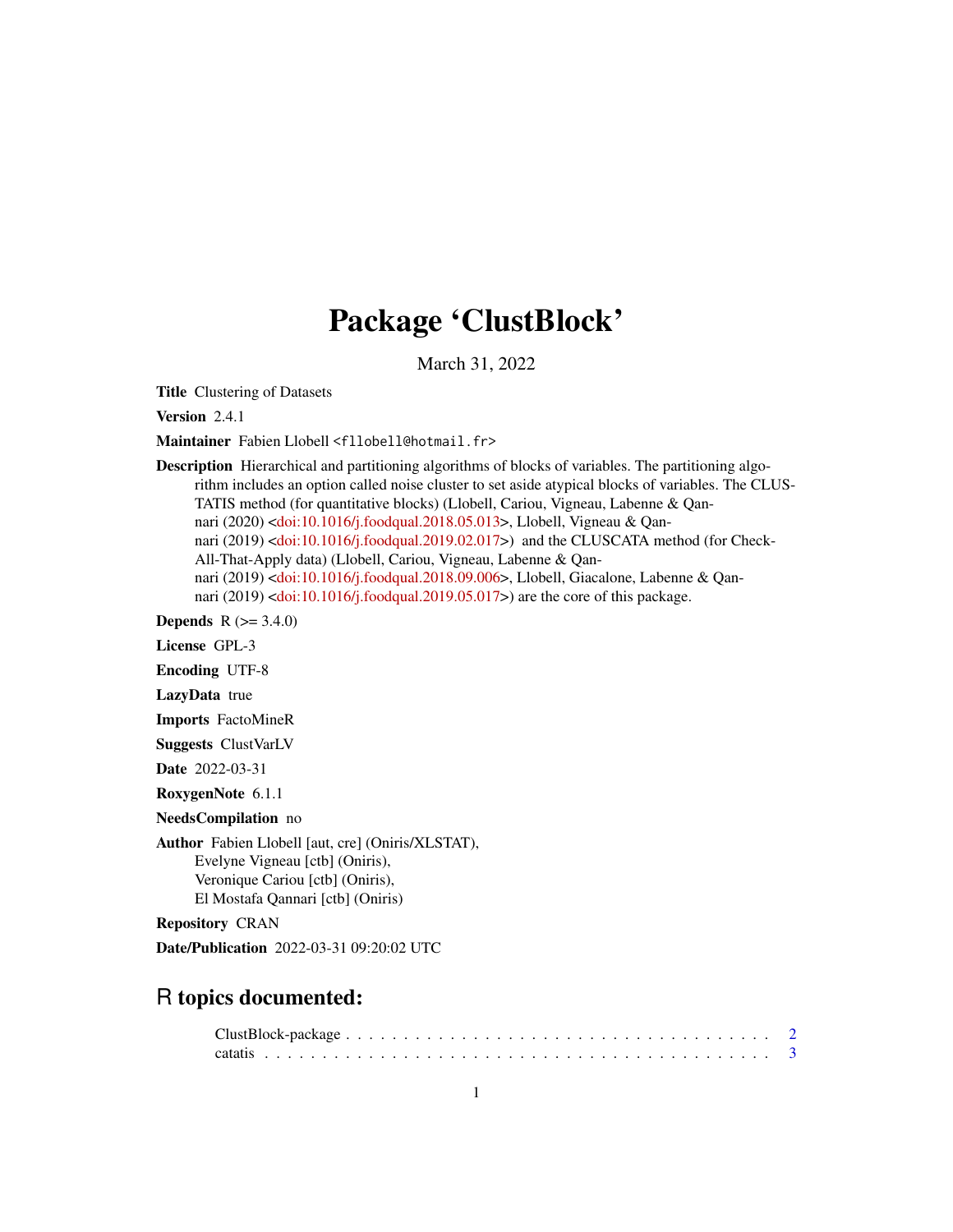# Package 'ClustBlock'

March 31, 2022

**Title** Clustering of Datasets

**Version** 2.4.1

**Maintainer** Fabien Llobell <fllobell@hotmail.fr>

**Description** Hierarchical and partitioning algorithms of blocks of variables. The partitioning algorithm includes an option called noise cluster to set aside atypical blocks of variables. The CLUSTATIS method (for quantitative blocks) (Llobell, Cariou, Vigneau, Labenne & Qannari (2020) <doi:10.1016/j.foodqual.2018.05.013>, Llobell, Vigneau & Qannari (2019) <doi:10.1016/j.foodqual.2019.02.017>) and the CLUSCATA method (for Check-All-That-Apply data) (Llobell, Cariou, Vigneau, Labenne & Qannari (2019) <doi:10.1016/j.foodqual.2018.09.006>, Llobell, Giacalone, Labenne & Qannari (2019) <doi:10.1016/j.foodqual.2019.05.017>) are the core of this package.

**Depends** R (>= 3.4.0)

**License** GPL-3

**Encoding** UTF-8

**LazyData** true

**Imports** FactoMineR

**Suggests** ClustVarLV

**Date** 2022-03-31

**RoxygenNote** 6.1.1

**NeedsCompilation** no

**Author** Fabien Llobell [aut, cre] (Oniris/XLSTAT),
Evelyne Vigneau [ctb] (Oniris),
Veronique Cariou [ctb] (Oniris),
El Mostafa Qannari [ctb] (Oniris)

**Repository** CRAN

**Date/Publication** 2022-03-31 09:20:02 UTC

## R topics documented:

ClustBlock-package . . . . . . . . . . . . . . . . . . . . . . . . . . . . . . . . . . . . 2
catatis . . . . . . . . . . . . . . . . . . . . . . . . . . . . . . . . . . . . . . . . . . 3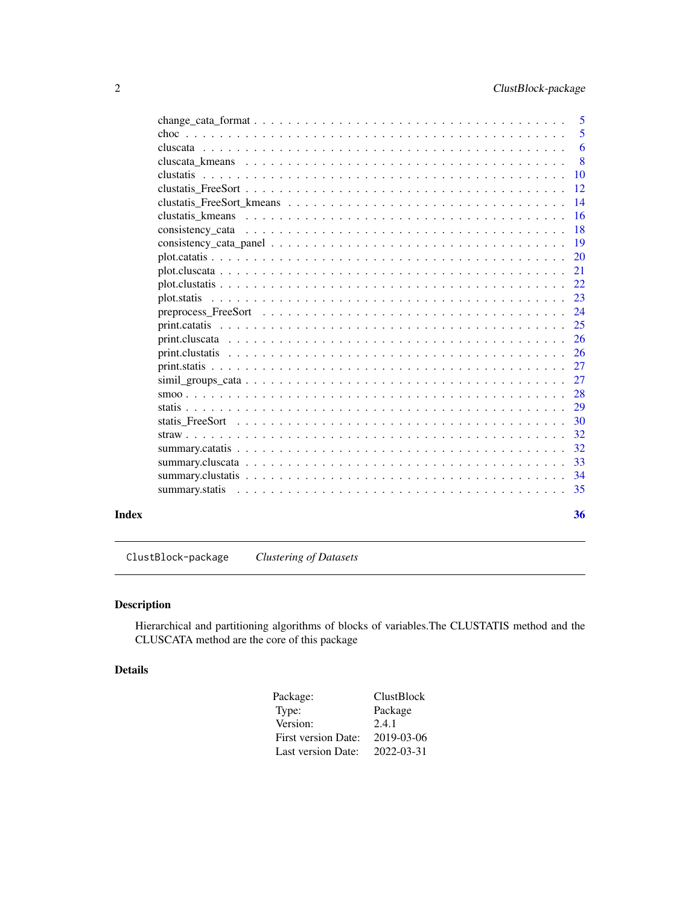change_cata_format . . . 5
choc . . . 5
cluscata . . . 6
cluscata_kmeans . . . 8
clustatis . . . 10
clustatis_FreeSort . . . 12
clustatis_FreeSort_kmeans . . . 14
clustatis_kmeans . . . 16
consistency_cata . . . 18
consistency_cata_panel . . . 19
plot.catatis . . . 20
plot.cluscata . . . 21
plot.clustatis . . . 22
plot.statis . . . 23
preprocess_FreeSort . . . 24
print.catatis . . . 25
print.cluscata . . . 26
print.clustatis . . . 26
print.statis . . . 27
simil_groups_cata . . . 27
smoo . . . 28
statis . . . 29
statis_FreeSort . . . 30
straw . . . 32
summary.catatis . . . 32
summary.cluscata . . . 33
summary.clustatis . . . 34
summary.statis . . . 35

**Index** **36**

---

`ClustBlock-package` *Clustering of Datasets*

---

## Description

Hierarchical and partitioning algorithms of blocks of variables.The CLUSTATIS method and the CLUSCATA method are the core of this package

## Details

| | |
|---|---|
| Package: | ClustBlock |
| Type: | Package |
| Version: | 2.4.1 |
| First version Date: | 2019-03-06 |
| Last version Date: | 2022-03-31 |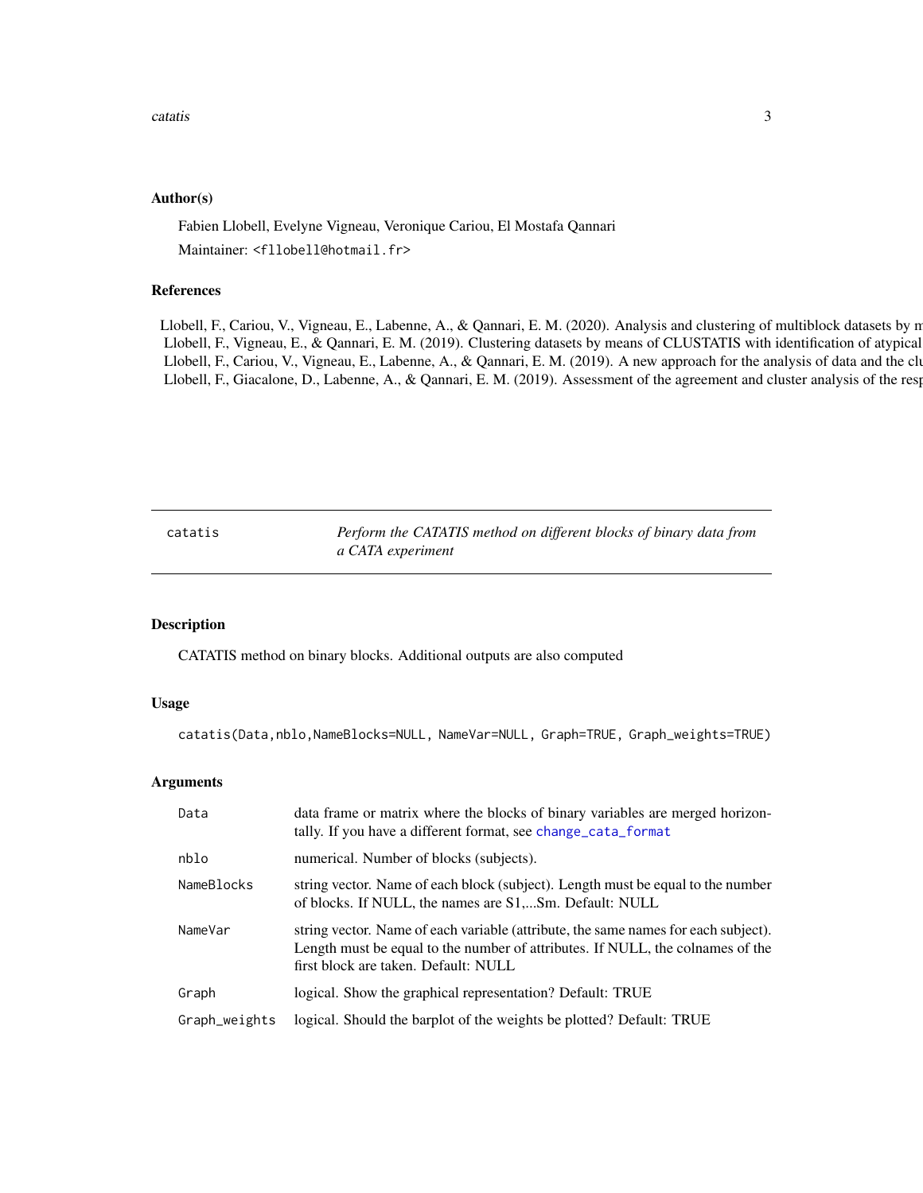### Author(s)

Fabien Llobell, Evelyne Vigneau, Veronique Cariou, El Mostafa Qannari

Maintainer: <fllobell@hotmail.fr>

### References

Llobell, F., Cariou, V., Vigneau, E., Labenne, A., & Qannari, E. M. (2020). Analysis and clustering of multiblock datasets by m
Llobell, F., Vigneau, E., & Qannari, E. M. (2019). Clustering datasets by means of CLUSTATIS with identification of atypical
Llobell, F., Cariou, V., Vigneau, E., Labenne, A., & Qannari, E. M. (2019). A new approach for the analysis of data and the clu
Llobell, F., Giacalone, D., Labenne, A., & Qannari, E. M. (2019). Assessment of the agreement and cluster analysis of the resp

---

## catatis — *Perform the CATATIS method on different blocks of binary data from a CATA experiment*

### Description

CATATIS method on binary blocks. Additional outputs are also computed

### Usage

```
catatis(Data,nblo,NameBlocks=NULL, NameVar=NULL, Graph=TRUE, Graph_weights=TRUE)
```

### Arguments

| Argument | Description |
|---|---|
| `Data` | data frame or matrix where the blocks of binary variables are merged horizontally. If you have a different format, see `change_cata_format` |
| `nblo` | numerical. Number of blocks (subjects). |
| `NameBlocks` | string vector. Name of each block (subject). Length must be equal to the number of blocks. If NULL, the names are S1,...Sm. Default: NULL |
| `NameVar` | string vector. Name of each variable (attribute, the same names for each subject). Length must be equal to the number of attributes. If NULL, the colnames of the first block are taken. Default: NULL |
| `Graph` | logical. Show the graphical representation? Default: TRUE |
| `Graph_weights` | logical. Should the barplot of the weights be plotted? Default: TRUE |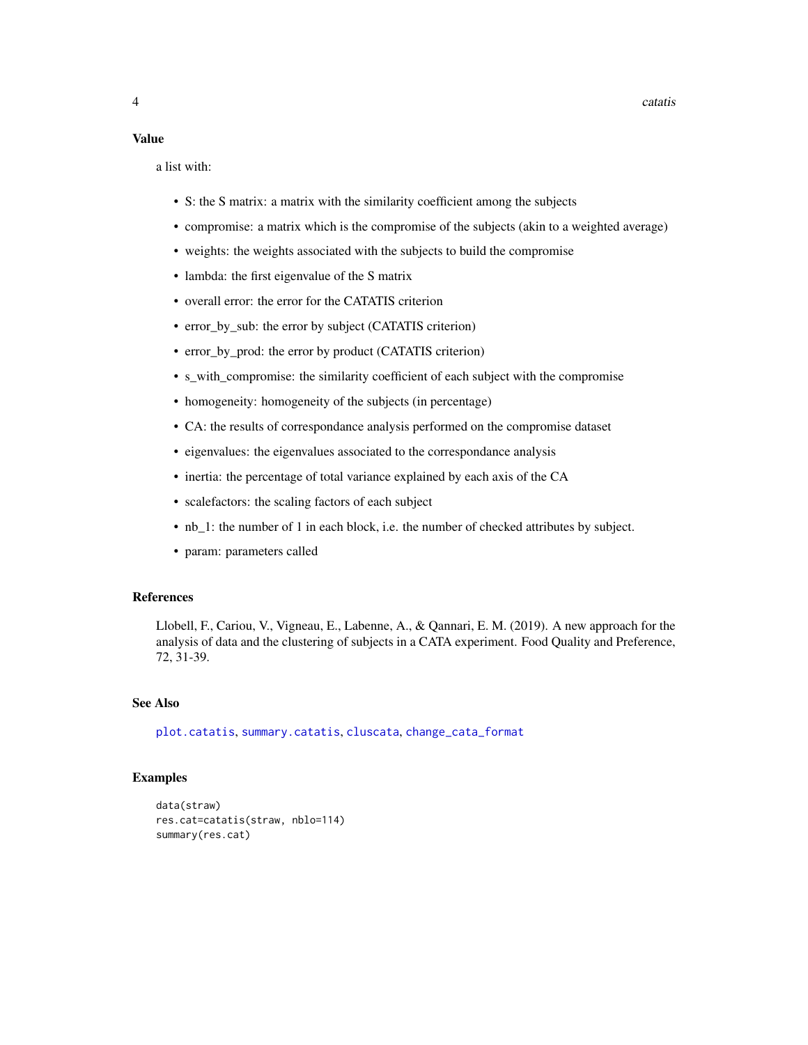## Value

a list with:

- S: the S matrix: a matrix with the similarity coefficient among the subjects
- compromise: a matrix which is the compromise of the subjects (akin to a weighted average)
- weights: the weights associated with the subjects to build the compromise
- lambda: the first eigenvalue of the S matrix
- overall error: the error for the CATATIS criterion
- error_by_sub: the error by subject (CATATIS criterion)
- error_by_prod: the error by product (CATATIS criterion)
- s_with_compromise: the similarity coefficient of each subject with the compromise
- homogeneity: homogeneity of the subjects (in percentage)
- CA: the results of correspondance analysis performed on the compromise dataset
- eigenvalues: the eigenvalues associated to the correspondance analysis
- inertia: the percentage of total variance explained by each axis of the CA
- scalefactors: the scaling factors of each subject
- nb_1: the number of 1 in each block, i.e. the number of checked attributes by subject.
- param: parameters called

## References

Llobell, F., Cariou, V., Vigneau, E., Labenne, A., & Qannari, E. M. (2019). A new approach for the analysis of data and the clustering of subjects in a CATA experiment. Food Quality and Preference, 72, 31-39.

## See Also

plot.catatis, summary.catatis, cluscata, change_cata_format

## Examples

```
data(straw)
res.cat=catatis(straw, nblo=114)
summary(res.cat)
```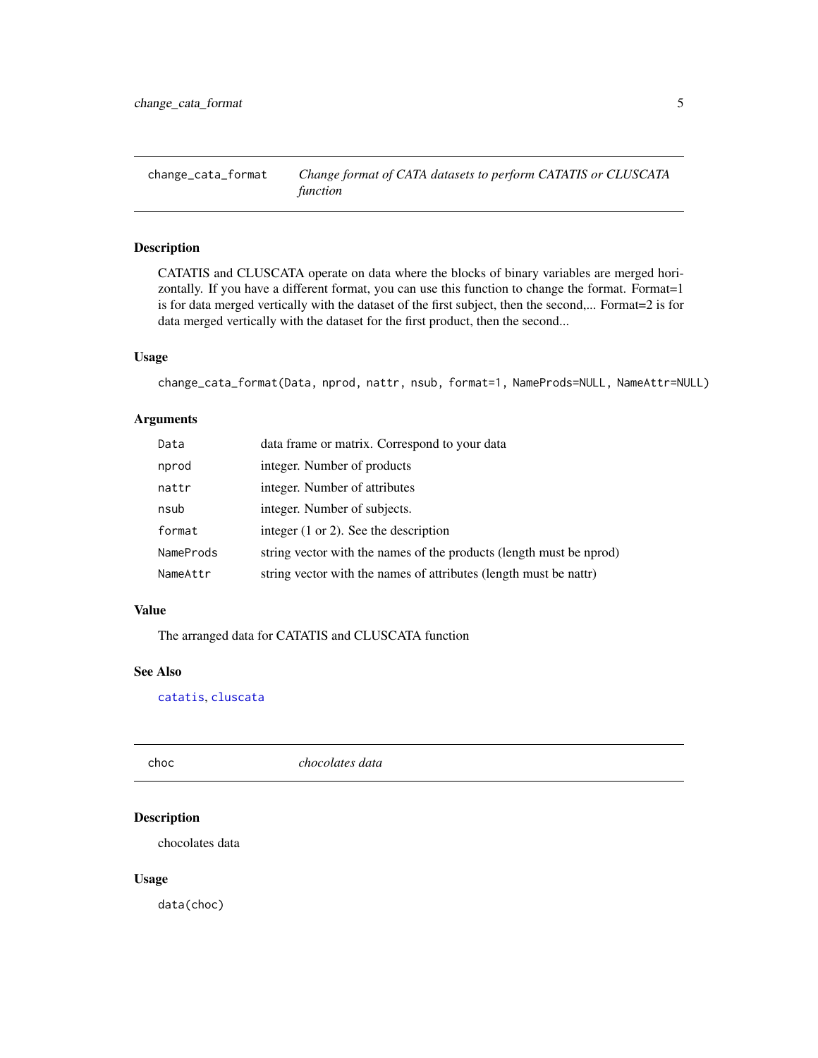## change_cata_format — *Change format of CATA datasets to perform CATATIS or CLUSCATA function*

### Description

CATATIS and CLUSCATA operate on data where the blocks of binary variables are merged horizontally. If you have a different format, you can use this function to change the format. Format=1 is for data merged vertically with the dataset of the first subject, then the second,... Format=2 is for data merged vertically with the dataset for the first product, then the second...

### Usage

```
change_cata_format(Data, nprod, nattr, nsub, format=1, NameProds=NULL, NameAttr=NULL)
```

### Arguments

| | |
|---|---|
| `Data` | data frame or matrix. Correspond to your data |
| `nprod` | integer. Number of products |
| `nattr` | integer. Number of attributes |
| `nsub` | integer. Number of subjects. |
| `format` | integer (1 or 2). See the description |
| `NameProds` | string vector with the names of the products (length must be nprod) |
| `NameAttr` | string vector with the names of attributes (length must be nattr) |

### Value

The arranged data for CATATIS and CLUSCATA function

### See Also

catatis, cluscata

## choc — *chocolates data*

### Description

chocolates data

### Usage

```
data(choc)
```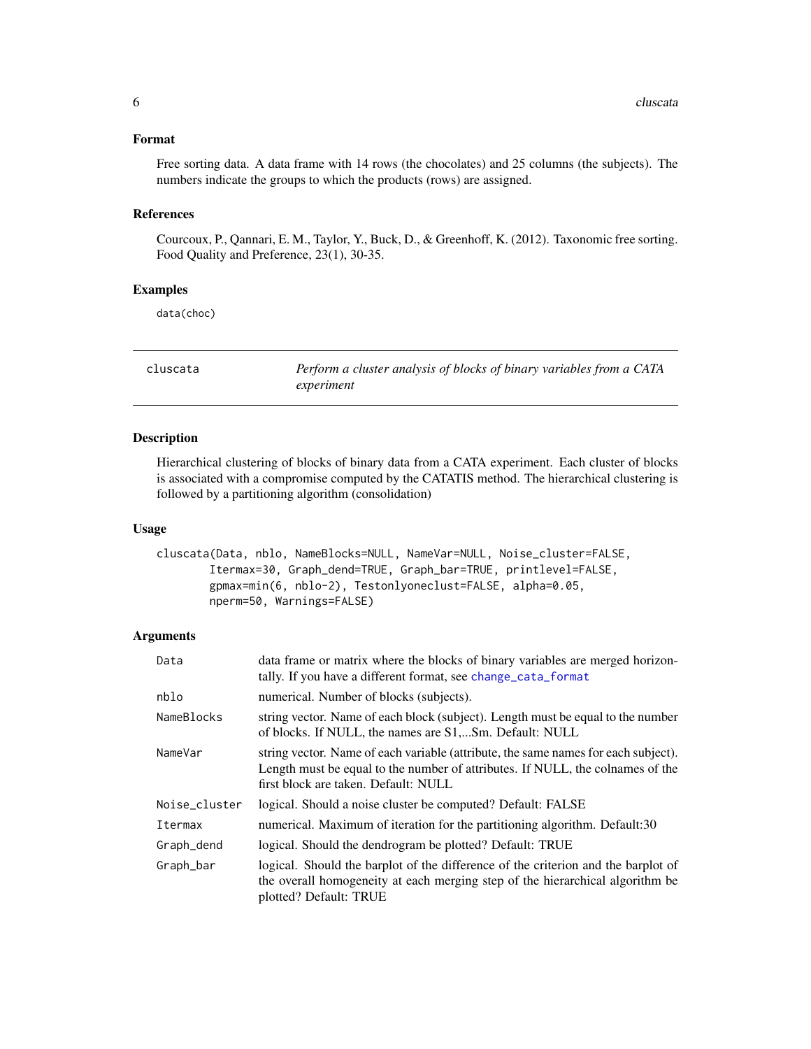### Format

Free sorting data. A data frame with 14 rows (the chocolates) and 25 columns (the subjects). The numbers indicate the groups to which the products (rows) are assigned.

### References

Courcoux, P., Qannari, E. M., Taylor, Y., Buck, D., & Greenhoff, K. (2012). Taxonomic free sorting. Food Quality and Preference, 23(1), 30-35.

### Examples

```
data(choc)
```

---

## cluscata — *Perform a cluster analysis of blocks of binary variables from a CATA experiment*

---

### Description

Hierarchical clustering of blocks of binary data from a CATA experiment. Each cluster of blocks is associated with a compromise computed by the CATATIS method. The hierarchical clustering is followed by a partitioning algorithm (consolidation)

### Usage

```
cluscata(Data, nblo, NameBlocks=NULL, NameVar=NULL, Noise_cluster=FALSE,
        Itermax=30, Graph_dend=TRUE, Graph_bar=TRUE, printlevel=FALSE,
        gpmax=min(6, nblo-2), Testonlyoneclust=FALSE, alpha=0.05,
        nperm=50, Warnings=FALSE)
```

### Arguments

| | |
|---|---|
| `Data` | data frame or matrix where the blocks of binary variables are merged horizontally. If you have a different format, see `change_cata_format` |
| `nblo` | numerical. Number of blocks (subjects). |
| `NameBlocks` | string vector. Name of each block (subject). Length must be equal to the number of blocks. If NULL, the names are S1,...Sm. Default: NULL |
| `NameVar` | string vector. Name of each variable (attribute, the same names for each subject). Length must be equal to the number of attributes. If NULL, the colnames of the first block are taken. Default: NULL |
| `Noise_cluster` | logical. Should a noise cluster be computed? Default: FALSE |
| `Itermax` | numerical. Maximum of iteration for the partitioning algorithm. Default:30 |
| `Graph_dend` | logical. Should the dendrogram be plotted? Default: TRUE |
| `Graph_bar` | logical. Should the barplot of the difference of the criterion and the barplot of the overall homogeneity at each merging step of the hierarchical algorithm be plotted? Default: TRUE |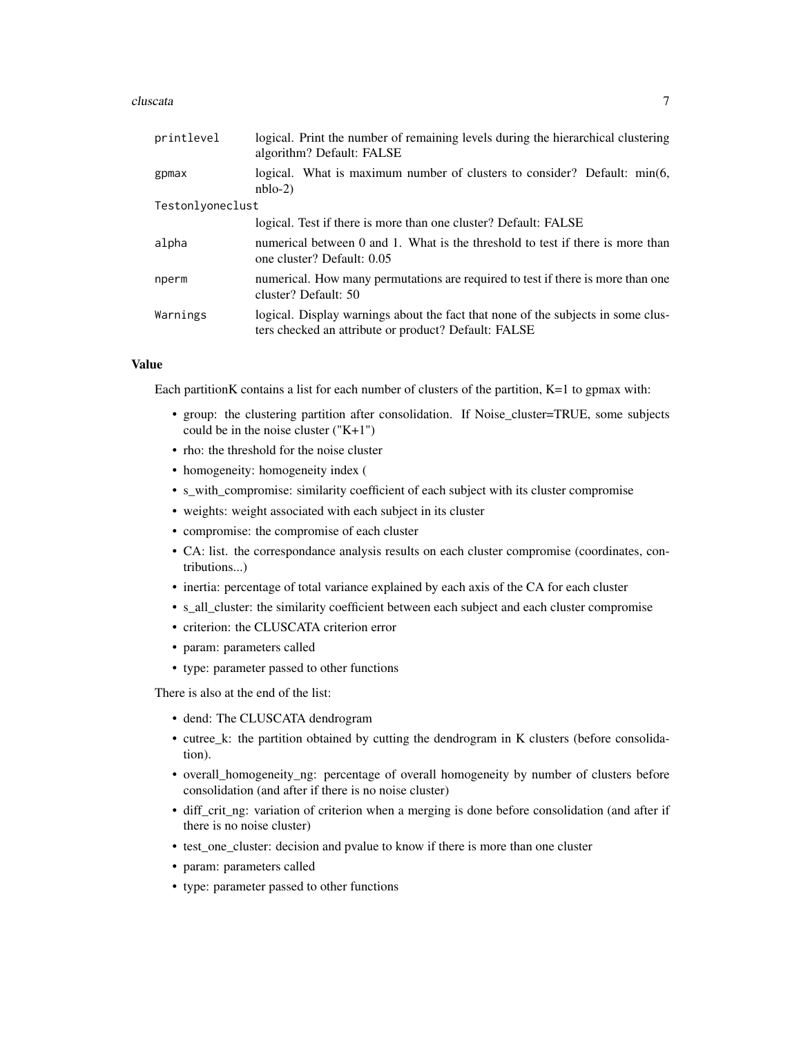| | |
|---|---|
| printlevel | logical. Print the number of remaining levels during the hierarchical clustering algorithm? Default: FALSE |
| gpmax | logical. What is maximum number of clusters to consider? Default: min(6, nblo-2) |
| Testonlyoneclust | logical. Test if there is more than one cluster? Default: FALSE |
| alpha | numerical between 0 and 1. What is the threshold to test if there is more than one cluster? Default: 0.05 |
| nperm | numerical. How many permutations are required to test if there is more than one cluster? Default: 50 |
| Warnings | logical. Display warnings about the fact that none of the subjects in some clusters checked an attribute or product? Default: FALSE |

### Value

Each partitionK contains a list for each number of clusters of the partition, K=1 to gpmax with:

- group: the clustering partition after consolidation. If Noise_cluster=TRUE, some subjects could be in the noise cluster ("K+1")
- rho: the threshold for the noise cluster
- homogeneity: homogeneity index (
- s_with_compromise: similarity coefficient of each subject with its cluster compromise
- weights: weight associated with each subject in its cluster
- compromise: the compromise of each cluster
- CA: list. the correspondance analysis results on each cluster compromise (coordinates, contributions...)
- inertia: percentage of total variance explained by each axis of the CA for each cluster
- s_all_cluster: the similarity coefficient between each subject and each cluster compromise
- criterion: the CLUSCATA criterion error
- param: parameters called
- type: parameter passed to other functions

There is also at the end of the list:

- dend: The CLUSCATA dendrogram
- cutree_k: the partition obtained by cutting the dendrogram in K clusters (before consolidation).
- overall_homogeneity_ng: percentage of overall homogeneity by number of clusters before consolidation (and after if there is no noise cluster)
- diff_crit_ng: variation of criterion when a merging is done before consolidation (and after if there is no noise cluster)
- test_one_cluster: decision and pvalue to know if there is more than one cluster
- param: parameters called
- type: parameter passed to other functions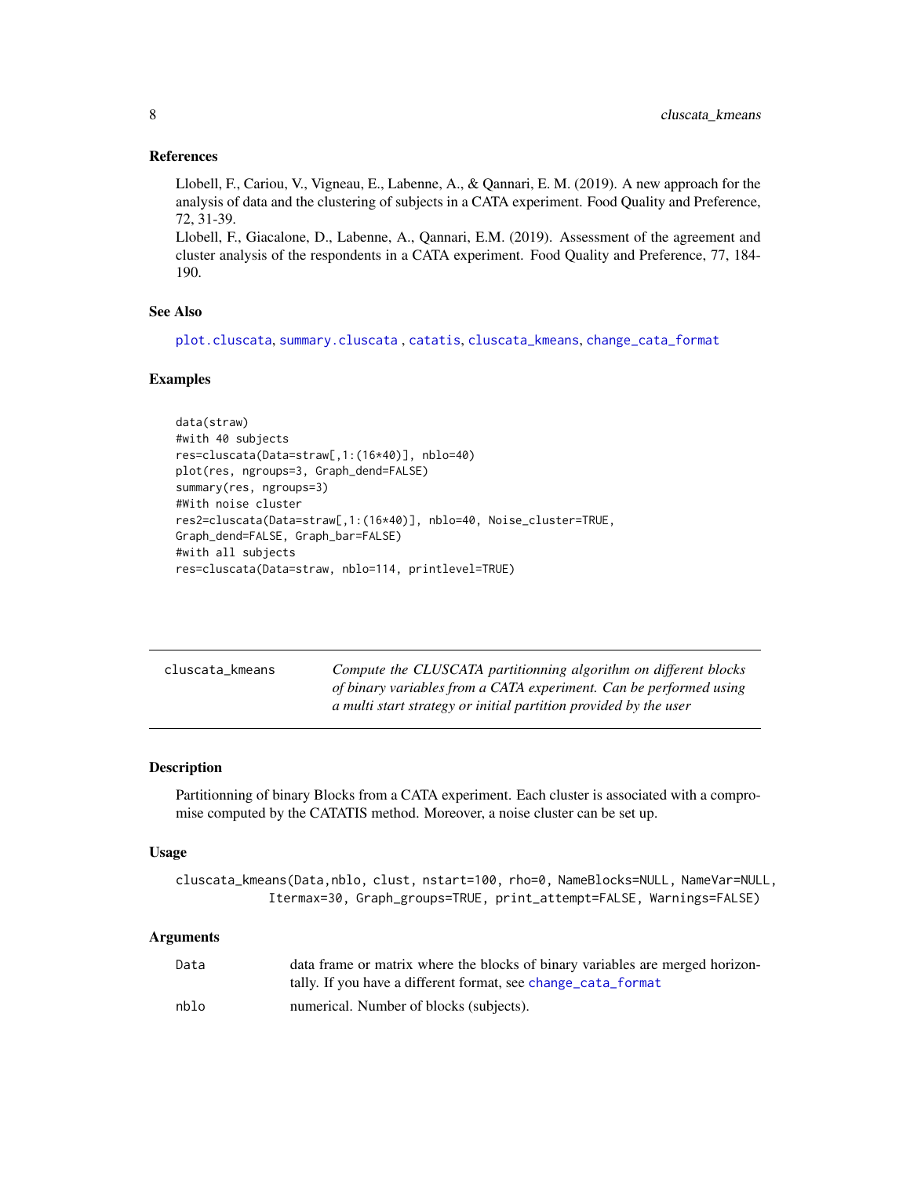### References

Llobell, F., Cariou, V., Vigneau, E., Labenne, A., & Qannari, E. M. (2019). A new approach for the analysis of data and the clustering of subjects in a CATA experiment. Food Quality and Preference, 72, 31-39.
Llobell, F., Giacalone, D., Labenne, A., Qannari, E.M. (2019). Assessment of the agreement and cluster analysis of the respondents in a CATA experiment. Food Quality and Preference, 77, 184-190.

### See Also

plot.cluscata, summary.cluscata , catatis, cluscata_kmeans, change_cata_format

### Examples

```
data(straw)
#with 40 subjects
res=cluscata(Data=straw[,1:(16*40)], nblo=40)
plot(res, ngroups=3, Graph_dend=FALSE)
summary(res, ngroups=3)
#With noise cluster
res2=cluscata(Data=straw[,1:(16*40)], nblo=40, Noise_cluster=TRUE,
Graph_dend=FALSE, Graph_bar=FALSE)
#with all subjects
res=cluscata(Data=straw, nblo=114, printlevel=TRUE)
```

---

## cluscata_kmeans

*Compute the CLUSCATA partitionning algorithm on different blocks of binary variables from a CATA experiment. Can be performed using a multi start strategy or initial partition provided by the user*

---

### Description

Partitionning of binary Blocks from a CATA experiment. Each cluster is associated with a compromise computed by the CATATIS method. Moreover, a noise cluster can be set up.

### Usage

```
cluscata_kmeans(Data,nblo, clust, nstart=100, rho=0, NameBlocks=NULL, NameVar=NULL,
           Itermax=30, Graph_groups=TRUE, print_attempt=FALSE, Warnings=FALSE)
```

### Arguments

| | |
|---|---|
| Data | data frame or matrix where the blocks of binary variables are merged horizontally. If you have a different format, see change_cata_format |
| nblo | numerical. Number of blocks (subjects). |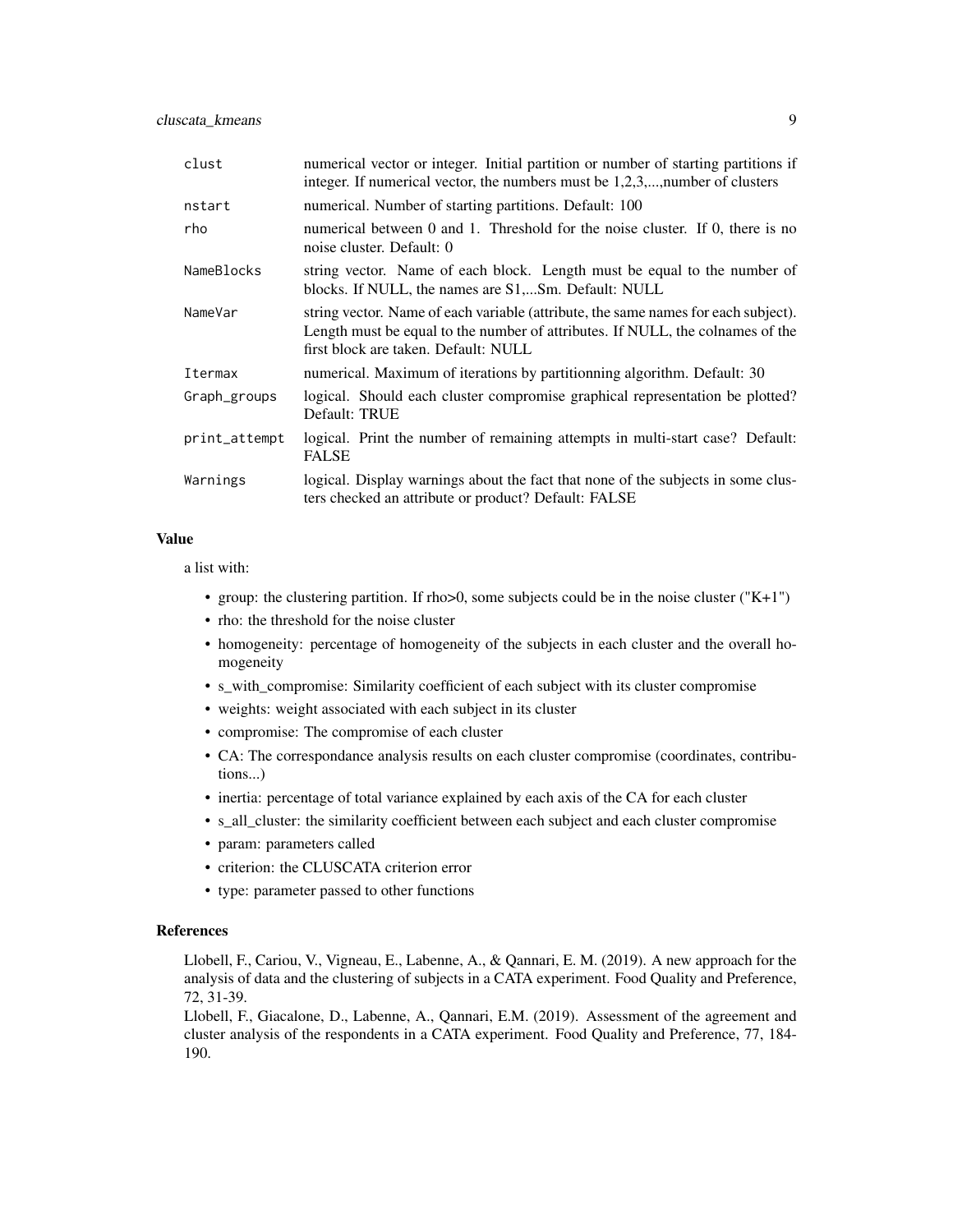| | |
|---|---|
| clust | numerical vector or integer. Initial partition or number of starting partitions if integer. If numerical vector, the numbers must be 1,2,3,...,number of clusters |
| nstart | numerical. Number of starting partitions. Default: 100 |
| rho | numerical between 0 and 1. Threshold for the noise cluster. If 0, there is no noise cluster. Default: 0 |
| NameBlocks | string vector. Name of each block. Length must be equal to the number of blocks. If NULL, the names are S1,...Sm. Default: NULL |
| NameVar | string vector. Name of each variable (attribute, the same names for each subject). Length must be equal to the number of attributes. If NULL, the colnames of the first block are taken. Default: NULL |
| Itermax | numerical. Maximum of iterations by partitionning algorithm. Default: 30 |
| Graph_groups | logical. Should each cluster compromise graphical representation be plotted? Default: TRUE |
| print_attempt | logical. Print the number of remaining attempts in multi-start case? Default: FALSE |
| Warnings | logical. Display warnings about the fact that none of the subjects in some clusters checked an attribute or product? Default: FALSE |

### Value

a list with:

- group: the clustering partition. If rho>0, some subjects could be in the noise cluster ("K+1")
- rho: the threshold for the noise cluster
- homogeneity: percentage of homogeneity of the subjects in each cluster and the overall homogeneity
- s_with_compromise: Similarity coefficient of each subject with its cluster compromise
- weights: weight associated with each subject in its cluster
- compromise: The compromise of each cluster
- CA: The correspondance analysis results on each cluster compromise (coordinates, contributions...)
- inertia: percentage of total variance explained by each axis of the CA for each cluster
- s_all_cluster: the similarity coefficient between each subject and each cluster compromise
- param: parameters called
- criterion: the CLUSCATA criterion error
- type: parameter passed to other functions

### References

Llobell, F., Cariou, V., Vigneau, E., Labenne, A., & Qannari, E. M. (2019). A new approach for the analysis of data and the clustering of subjects in a CATA experiment. Food Quality and Preference, 72, 31-39.

Llobell, F., Giacalone, D., Labenne, A., Qannari, E.M. (2019). Assessment of the agreement and cluster analysis of the respondents in a CATA experiment. Food Quality and Preference, 77, 184-190.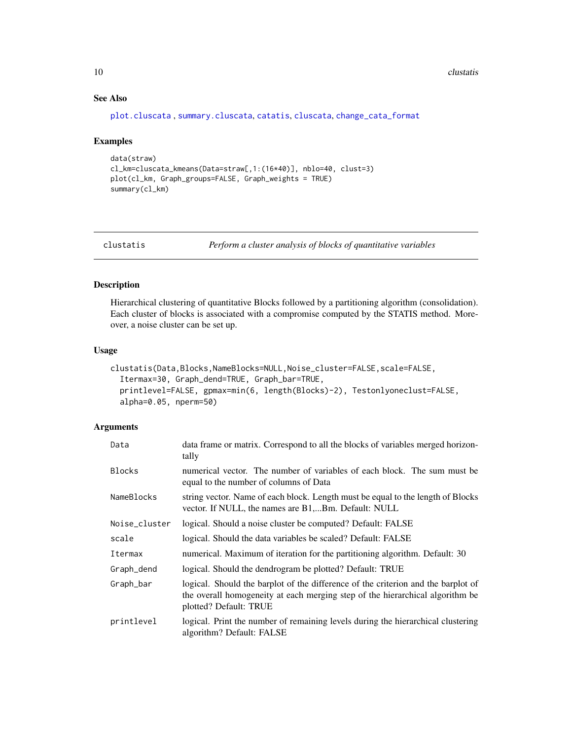## See Also

plot.cluscata , summary.cluscata, catatis, cluscata, change_cata_format

## Examples

```
data(straw)
cl_km=cluscata_kmeans(Data=straw[,1:(16*40)], nblo=40, clust=3)
plot(cl_km, Graph_groups=FALSE, Graph_weights = TRUE)
summary(cl_km)
```

---

# clustatis — *Perform a cluster analysis of blocks of quantitative variables*

## Description

Hierarchical clustering of quantitative Blocks followed by a partitioning algorithm (consolidation). Each cluster of blocks is associated with a compromise computed by the STATIS method. Moreover, a noise cluster can be set up.

## Usage

```
clustatis(Data,Blocks,NameBlocks=NULL,Noise_cluster=FALSE,scale=FALSE,
  Itermax=30, Graph_dend=TRUE, Graph_bar=TRUE,
  printlevel=FALSE, gpmax=min(6, length(Blocks)-2), Testonlyoneclust=FALSE,
  alpha=0.05, nperm=50)
```

## Arguments

| | |
|---|---|
| Data | data frame or matrix. Correspond to all the blocks of variables merged horizontally |
| Blocks | numerical vector. The number of variables of each block. The sum must be equal to the number of columns of Data |
| NameBlocks | string vector. Name of each block. Length must be equal to the length of Blocks vector. If NULL, the names are B1,...Bm. Default: NULL |
| Noise_cluster | logical. Should a noise cluster be computed? Default: FALSE |
| scale | logical. Should the data variables be scaled? Default: FALSE |
| Itermax | numerical. Maximum of iteration for the partitioning algorithm. Default: 30 |
| Graph_dend | logical. Should the dendrogram be plotted? Default: TRUE |
| Graph_bar | logical. Should the barplot of the difference of the criterion and the barplot of the overall homogeneity at each merging step of the hierarchical algorithm be plotted? Default: TRUE |
| printlevel | logical. Print the number of remaining levels during the hierarchical clustering algorithm? Default: FALSE |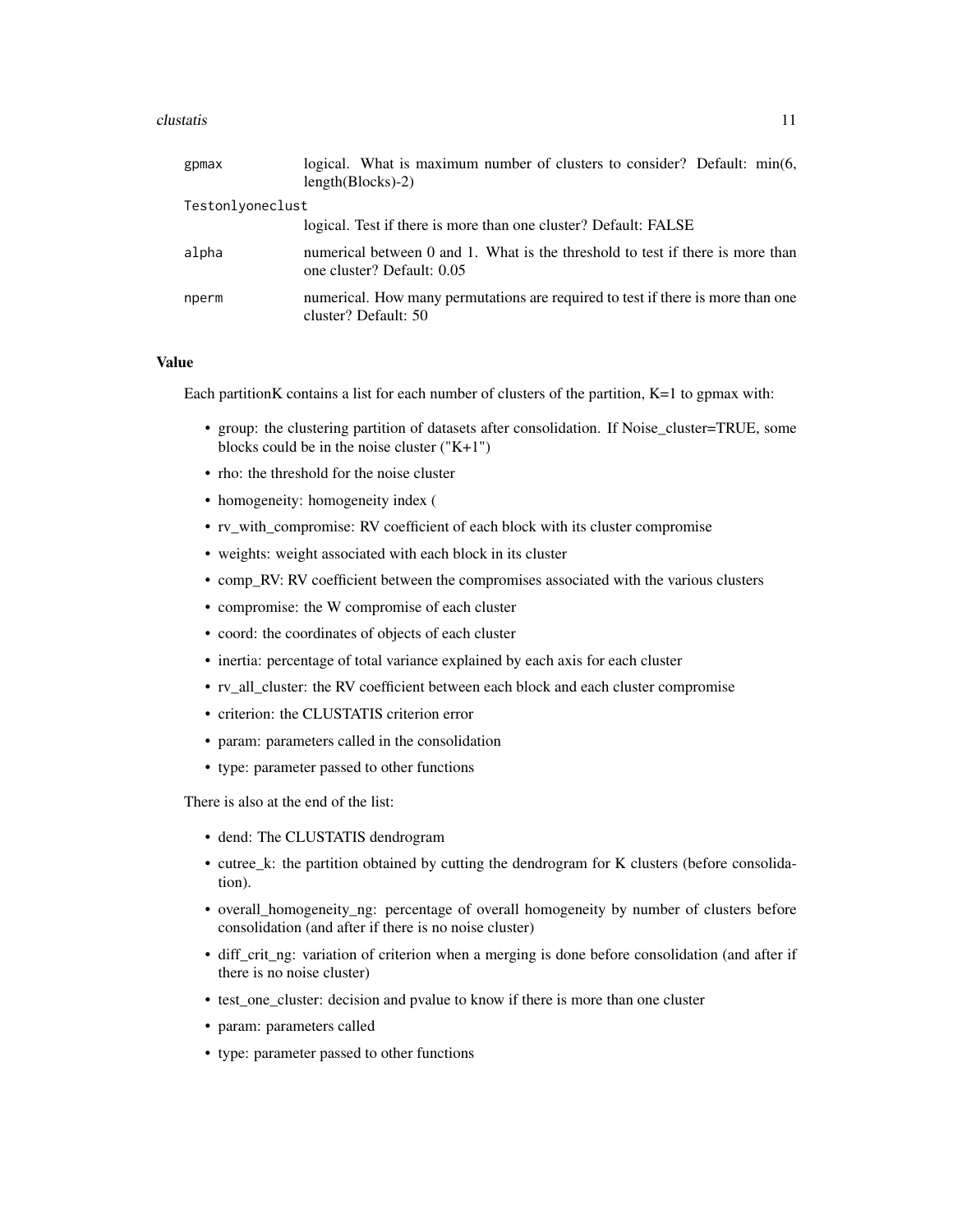| | |
|---|---|
| gpmax | logical. What is maximum number of clusters to consider? Default: min(6, length(Blocks)-2) |
| Testonlyoneclust | logical. Test if there is more than one cluster? Default: FALSE |
| alpha | numerical between 0 and 1. What is the threshold to test if there is more than one cluster? Default: 0.05 |
| nperm | numerical. How many permutations are required to test if there is more than one cluster? Default: 50 |

## Value

Each partitionK contains a list for each number of clusters of the partition, K=1 to gpmax with:

- group: the clustering partition of datasets after consolidation. If Noise_cluster=TRUE, some blocks could be in the noise cluster ("K+1")
- rho: the threshold for the noise cluster
- homogeneity: homogeneity index (
- rv_with_compromise: RV coefficient of each block with its cluster compromise
- weights: weight associated with each block in its cluster
- comp_RV: RV coefficient between the compromises associated with the various clusters
- compromise: the W compromise of each cluster
- coord: the coordinates of objects of each cluster
- inertia: percentage of total variance explained by each axis for each cluster
- rv_all_cluster: the RV coefficient between each block and each cluster compromise
- criterion: the CLUSTATIS criterion error
- param: parameters called in the consolidation
- type: parameter passed to other functions

There is also at the end of the list:

- dend: The CLUSTATIS dendrogram
- cutree_k: the partition obtained by cutting the dendrogram for K clusters (before consolidation).
- overall_homogeneity_ng: percentage of overall homogeneity by number of clusters before consolidation (and after if there is no noise cluster)
- diff_crit_ng: variation of criterion when a merging is done before consolidation (and after if there is no noise cluster)
- test_one_cluster: decision and pvalue to know if there is more than one cluster
- param: parameters called
- type: parameter passed to other functions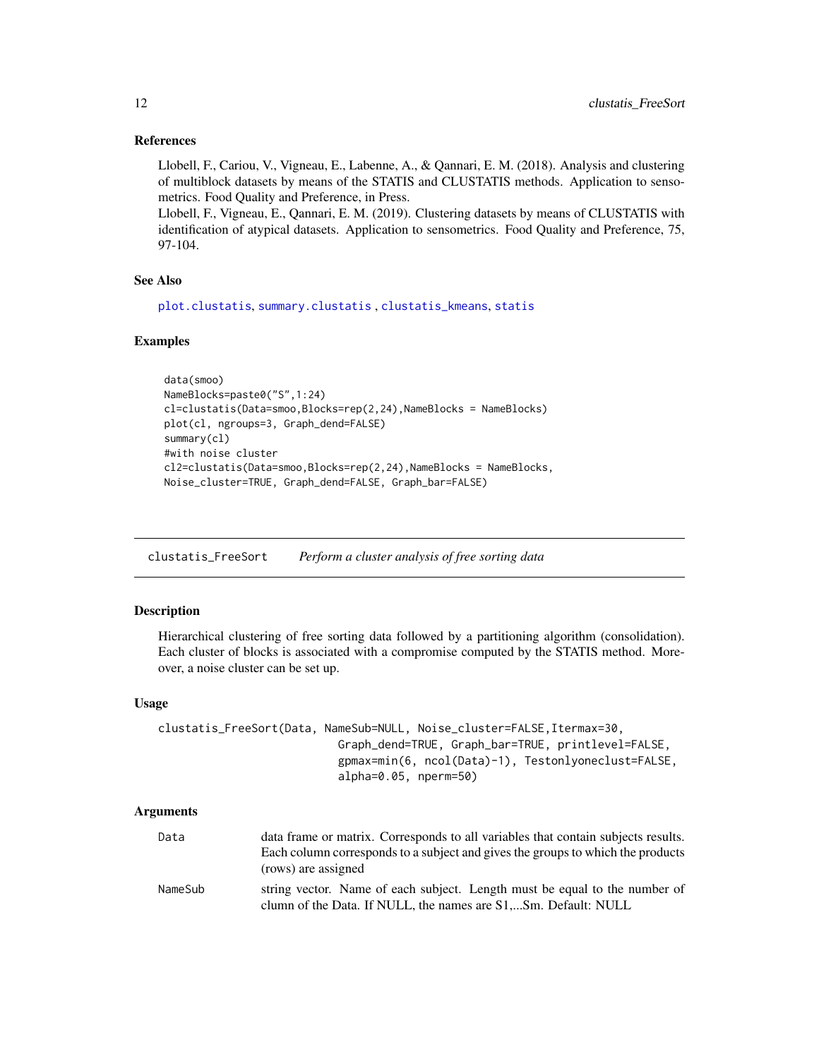### References

Llobell, F., Cariou, V., Vigneau, E., Labenne, A., & Qannari, E. M. (2018). Analysis and clustering of multiblock datasets by means of the STATIS and CLUSTATIS methods. Application to sensometrics. Food Quality and Preference, in Press.
Llobell, F., Vigneau, E., Qannari, E. M. (2019). Clustering datasets by means of CLUSTATIS with identification of atypical datasets. Application to sensometrics. Food Quality and Preference, 75, 97-104.

### See Also

plot.clustatis, summary.clustatis , clustatis_kmeans, statis

### Examples

```
data(smoo)
NameBlocks=paste0("S",1:24)
cl=clustatis(Data=smoo,Blocks=rep(2,24),NameBlocks = NameBlocks)
plot(cl, ngroups=3, Graph_dend=FALSE)
summary(cl)
#with noise cluster
cl2=clustatis(Data=smoo,Blocks=rep(2,24),NameBlocks = NameBlocks,
Noise_cluster=TRUE, Graph_dend=FALSE, Graph_bar=FALSE)
```

---

## clustatis_FreeSort *Perform a cluster analysis of free sorting data*

### Description

Hierarchical clustering of free sorting data followed by a partitioning algorithm (consolidation). Each cluster of blocks is associated with a compromise computed by the STATIS method. Moreover, a noise cluster can be set up.

### Usage

```
clustatis_FreeSort(Data, NameSub=NULL, Noise_cluster=FALSE,Itermax=30,
                          Graph_dend=TRUE, Graph_bar=TRUE, printlevel=FALSE,
                          gpmax=min(6, ncol(Data)-1), Testonlyoneclust=FALSE,
                          alpha=0.05, nperm=50)
```

### Arguments

| | |
|---|---|
| Data | data frame or matrix. Corresponds to all variables that contain subjects results. Each column corresponds to a subject and gives the groups to which the products (rows) are assigned |
| NameSub | string vector. Name of each subject. Length must be equal to the number of clumn of the Data. If NULL, the names are S1,...Sm. Default: NULL |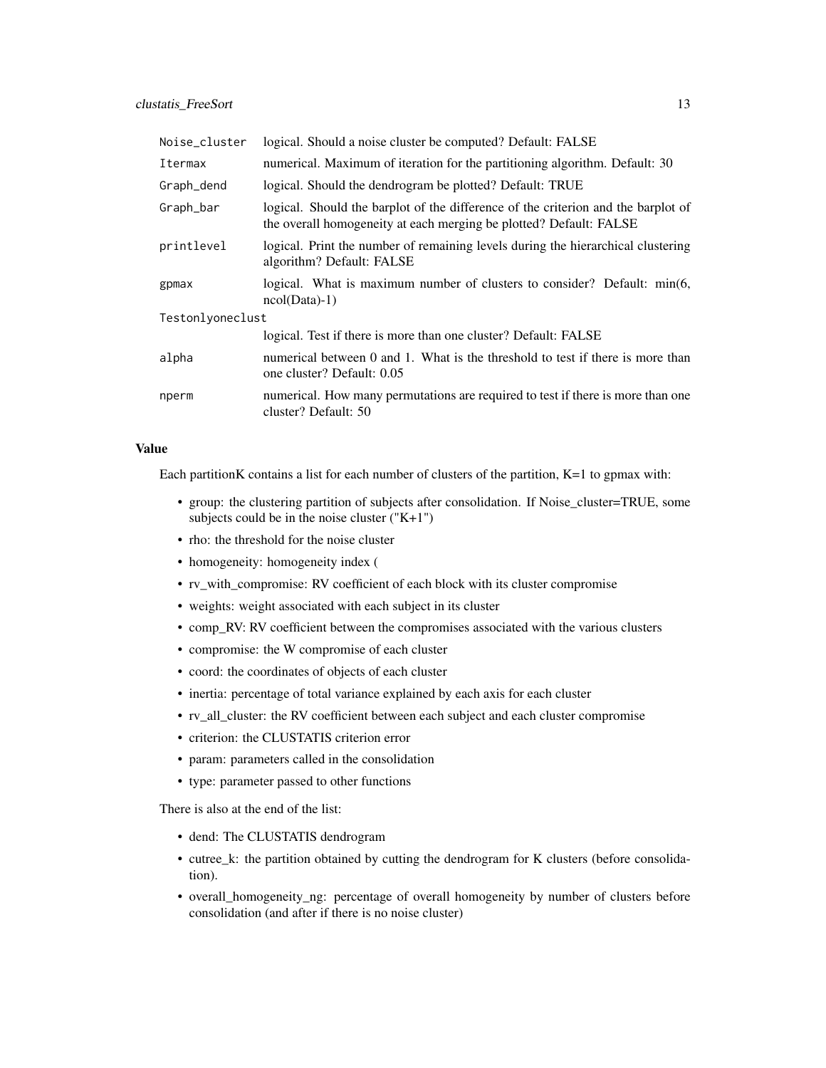| | |
|---|---|
| Noise_cluster | logical. Should a noise cluster be computed? Default: FALSE |
| Itermax | numerical. Maximum of iteration for the partitioning algorithm. Default: 30 |
| Graph_dend | logical. Should the dendrogram be plotted? Default: TRUE |
| Graph_bar | logical. Should the barplot of the difference of the criterion and the barplot of the overall homogeneity at each merging be plotted? Default: FALSE |
| printlevel | logical. Print the number of remaining levels during the hierarchical clustering algorithm? Default: FALSE |
| gpmax | logical. What is maximum number of clusters to consider? Default: min(6, ncol(Data)-1) |
| Testonlyoneclust | logical. Test if there is more than one cluster? Default: FALSE |
| alpha | numerical between 0 and 1. What is the threshold to test if there is more than one cluster? Default: 0.05 |
| nperm | numerical. How many permutations are required to test if there is more than one cluster? Default: 50 |

## Value

Each partitionK contains a list for each number of clusters of the partition, K=1 to gpmax with:

- group: the clustering partition of subjects after consolidation. If Noise_cluster=TRUE, some subjects could be in the noise cluster ("K+1")
- rho: the threshold for the noise cluster
- homogeneity: homogeneity index (
- rv_with_compromise: RV coefficient of each block with its cluster compromise
- weights: weight associated with each subject in its cluster
- comp_RV: RV coefficient between the compromises associated with the various clusters
- compromise: the W compromise of each cluster
- coord: the coordinates of objects of each cluster
- inertia: percentage of total variance explained by each axis for each cluster
- rv_all_cluster: the RV coefficient between each subject and each cluster compromise
- criterion: the CLUSTATIS criterion error
- param: parameters called in the consolidation
- type: parameter passed to other functions

There is also at the end of the list:

- dend: The CLUSTATIS dendrogram
- cutree_k: the partition obtained by cutting the dendrogram for K clusters (before consolidation).
- overall_homogeneity_ng: percentage of overall homogeneity by number of clusters before consolidation (and after if there is no noise cluster)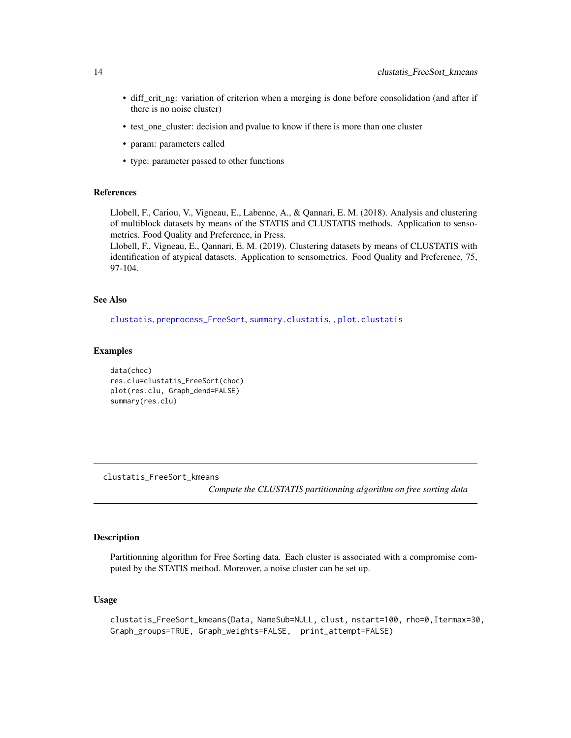- diff_crit_ng: variation of criterion when a merging is done before consolidation (and after if there is no noise cluster)
- test_one_cluster: decision and pvalue to know if there is more than one cluster
- param: parameters called
- type: parameter passed to other functions

### References

Llobell, F., Cariou, V., Vigneau, E., Labenne, A., & Qannari, E. M. (2018). Analysis and clustering of multiblock datasets by means of the STATIS and CLUSTATIS methods. Application to sensometrics. Food Quality and Preference, in Press.
Llobell, F., Vigneau, E., Qannari, E. M. (2019). Clustering datasets by means of CLUSTATIS with identification of atypical datasets. Application to sensometrics. Food Quality and Preference, 75, 97-104.

### See Also

clustatis, preprocess_FreeSort, summary.clustatis, , plot.clustatis

### Examples

```
data(choc)
res.clu=clustatis_FreeSort(choc)
plot(res.clu, Graph_dend=FALSE)
summary(res.clu)
```

---

## clustatis_FreeSort_kmeans

*Compute the CLUSTATIS partitionning algorithm on free sorting data*

### Description

Partitionning algorithm for Free Sorting data. Each cluster is associated with a compromise computed by the STATIS method. Moreover, a noise cluster can be set up.

### Usage

```
clustatis_FreeSort_kmeans(Data, NameSub=NULL, clust, nstart=100, rho=0,Itermax=30,
Graph_groups=TRUE, Graph_weights=FALSE,  print_attempt=FALSE)
```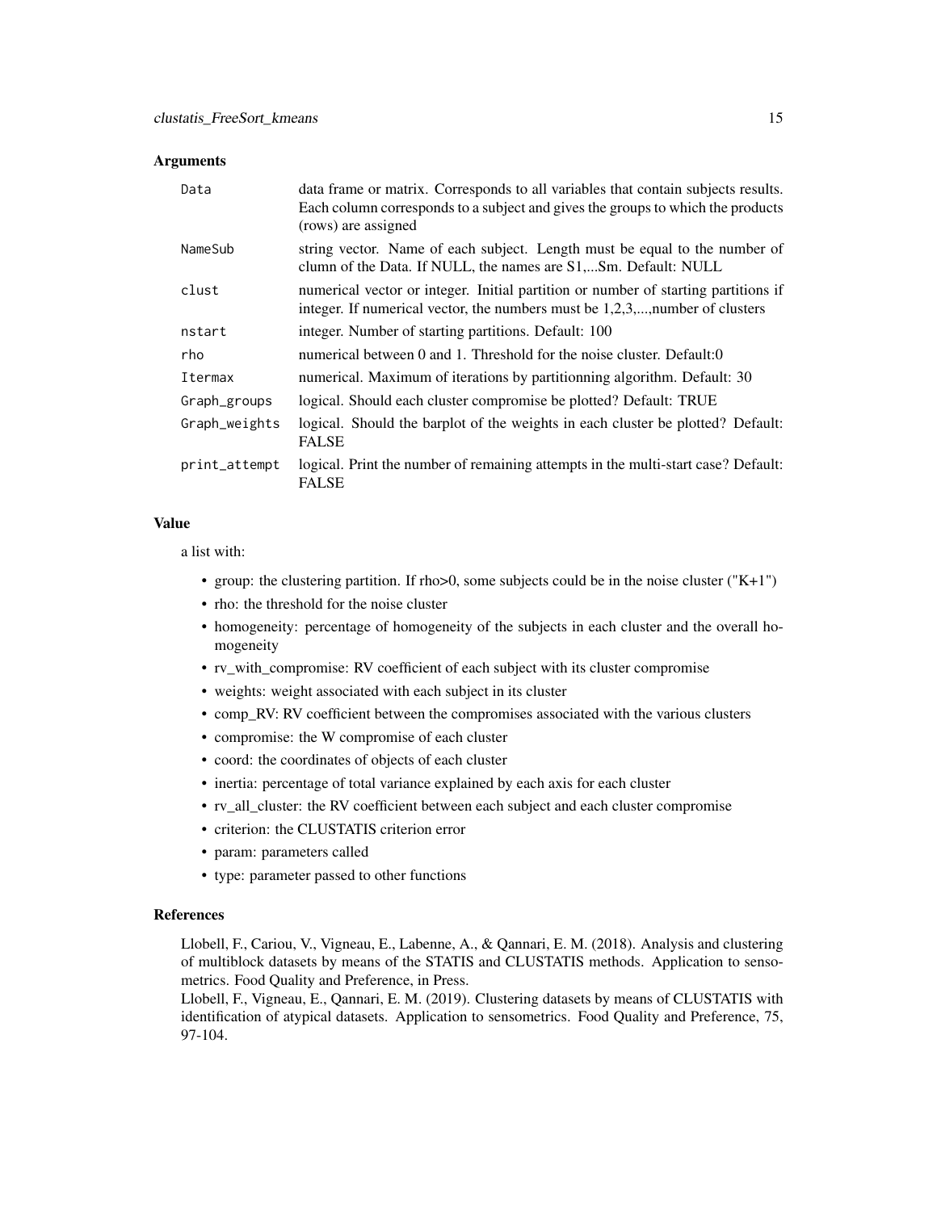## Arguments

| | |
|---|---|
| `Data` | data frame or matrix. Corresponds to all variables that contain subjects results. Each column corresponds to a subject and gives the groups to which the products (rows) are assigned |
| `NameSub` | string vector. Name of each subject. Length must be equal to the number of clumn of the Data. If NULL, the names are S1,...Sm. Default: NULL |
| `clust` | numerical vector or integer. Initial partition or number of starting partitions if integer. If numerical vector, the numbers must be 1,2,3,...,number of clusters |
| `nstart` | integer. Number of starting partitions. Default: 100 |
| `rho` | numerical between 0 and 1. Threshold for the noise cluster. Default:0 |
| `Itermax` | numerical. Maximum of iterations by partitionning algorithm. Default: 30 |
| `Graph_groups` | logical. Should each cluster compromise be plotted? Default: TRUE |
| `Graph_weights` | logical. Should the barplot of the weights in each cluster be plotted? Default: FALSE |
| `print_attempt` | logical. Print the number of remaining attempts in the multi-start case? Default: FALSE |

## Value

a list with:

- group: the clustering partition. If rho>0, some subjects could be in the noise cluster ("K+1")
- rho: the threshold for the noise cluster
- homogeneity: percentage of homogeneity of the subjects in each cluster and the overall homogeneity
- rv_with_compromise: RV coefficient of each subject with its cluster compromise
- weights: weight associated with each subject in its cluster
- comp_RV: RV coefficient between the compromises associated with the various clusters
- compromise: the W compromise of each cluster
- coord: the coordinates of objects of each cluster
- inertia: percentage of total variance explained by each axis for each cluster
- rv_all_cluster: the RV coefficient between each subject and each cluster compromise
- criterion: the CLUSTATIS criterion error
- param: parameters called
- type: parameter passed to other functions

## References

Llobell, F., Cariou, V., Vigneau, E., Labenne, A., & Qannari, E. M. (2018). Analysis and clustering of multiblock datasets by means of the STATIS and CLUSTATIS methods. Application to sensometrics. Food Quality and Preference, in Press.
Llobell, F., Vigneau, E., Qannari, E. M. (2019). Clustering datasets by means of CLUSTATIS with identification of atypical datasets. Application to sensometrics. Food Quality and Preference, 75, 97-104.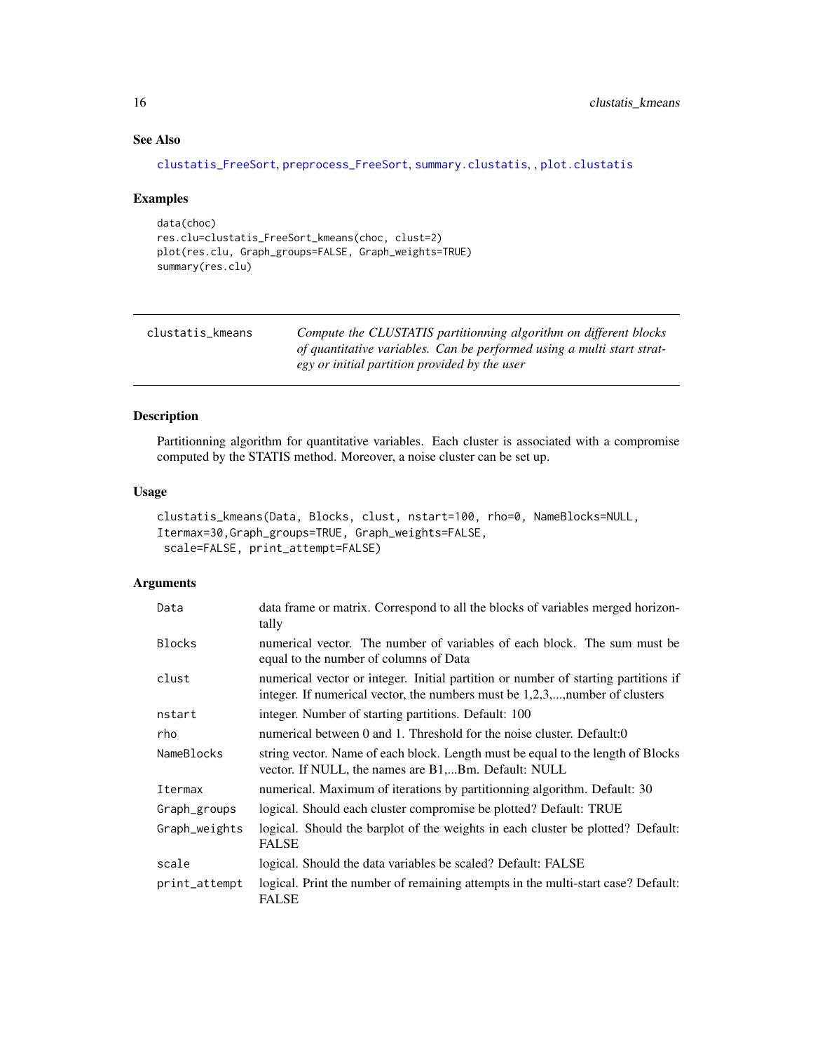## See Also

clustatis_FreeSort, preprocess_FreeSort, summary.clustatis, , plot.clustatis

## Examples

```
data(choc)
res.clu=clustatis_FreeSort_kmeans(choc, clust=2)
plot(res.clu, Graph_groups=FALSE, Graph_weights=TRUE)
summary(res.clu)
```

---

# clustatis_kmeans

*Compute the CLUSTATIS partitionning algorithm on different blocks of quantitative variables. Can be performed using a multi start strategy or initial partition provided by the user*

---

## Description

Partitionning algorithm for quantitative variables. Each cluster is associated with a compromise computed by the STATIS method. Moreover, a noise cluster can be set up.

## Usage

```
clustatis_kmeans(Data, Blocks, clust, nstart=100, rho=0, NameBlocks=NULL,
Itermax=30,Graph_groups=TRUE, Graph_weights=FALSE,
 scale=FALSE, print_attempt=FALSE)
```

## Arguments

| | |
|---|---|
| Data | data frame or matrix. Correspond to all the blocks of variables merged horizontally |
| Blocks | numerical vector. The number of variables of each block. The sum must be equal to the number of columns of Data |
| clust | numerical vector or integer. Initial partition or number of starting partitions if integer. If numerical vector, the numbers must be 1,2,3,...,number of clusters |
| nstart | integer. Number of starting partitions. Default: 100 |
| rho | numerical between 0 and 1. Threshold for the noise cluster. Default:0 |
| NameBlocks | string vector. Name of each block. Length must be equal to the length of Blocks vector. If NULL, the names are B1,...Bm. Default: NULL |
| Itermax | numerical. Maximum of iterations by partitionning algorithm. Default: 30 |
| Graph_groups | logical. Should each cluster compromise be plotted? Default: TRUE |
| Graph_weights | logical. Should the barplot of the weights in each cluster be plotted? Default: FALSE |
| scale | logical. Should the data variables be scaled? Default: FALSE |
| print_attempt | logical. Print the number of remaining attempts in the multi-start case? Default: FALSE |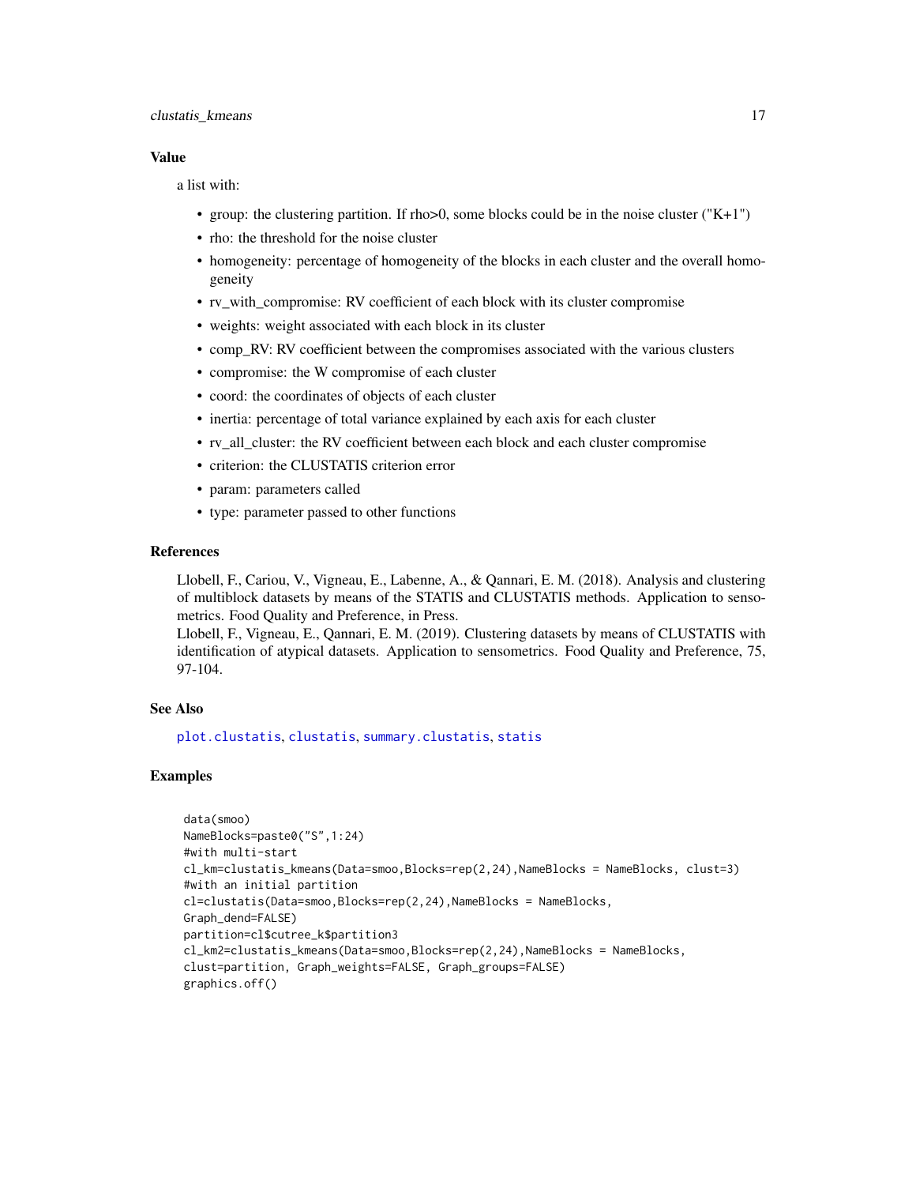### Value

a list with:

- group: the clustering partition. If rho>0, some blocks could be in the noise cluster ("K+1")
- rho: the threshold for the noise cluster
- homogeneity: percentage of homogeneity of the blocks in each cluster and the overall homogeneity
- rv_with_compromise: RV coefficient of each block with its cluster compromise
- weights: weight associated with each block in its cluster
- comp_RV: RV coefficient between the compromises associated with the various clusters
- compromise: the W compromise of each cluster
- coord: the coordinates of objects of each cluster
- inertia: percentage of total variance explained by each axis for each cluster
- rv_all_cluster: the RV coefficient between each block and each cluster compromise
- criterion: the CLUSTATIS criterion error
- param: parameters called
- type: parameter passed to other functions

### References

Llobell, F., Cariou, V., Vigneau, E., Labenne, A., & Qannari, E. M. (2018). Analysis and clustering of multiblock datasets by means of the STATIS and CLUSTATIS methods. Application to sensometrics. Food Quality and Preference, in Press.
Llobell, F., Vigneau, E., Qannari, E. M. (2019). Clustering datasets by means of CLUSTATIS with identification of atypical datasets. Application to sensometrics. Food Quality and Preference, 75, 97-104.

### See Also

plot.clustatis, clustatis, summary.clustatis, statis

### Examples

```
data(smoo)
NameBlocks=paste0("S",1:24)
#with multi-start
cl_km=clustatis_kmeans(Data=smoo,Blocks=rep(2,24),NameBlocks = NameBlocks, clust=3)
#with an initial partition
cl=clustatis(Data=smoo,Blocks=rep(2,24),NameBlocks = NameBlocks,
Graph_dend=FALSE)
partition=cl$cutree_k$partition3
cl_km2=clustatis_kmeans(Data=smoo,Blocks=rep(2,24),NameBlocks = NameBlocks,
clust=partition, Graph_weights=FALSE, Graph_groups=FALSE)
graphics.off()
```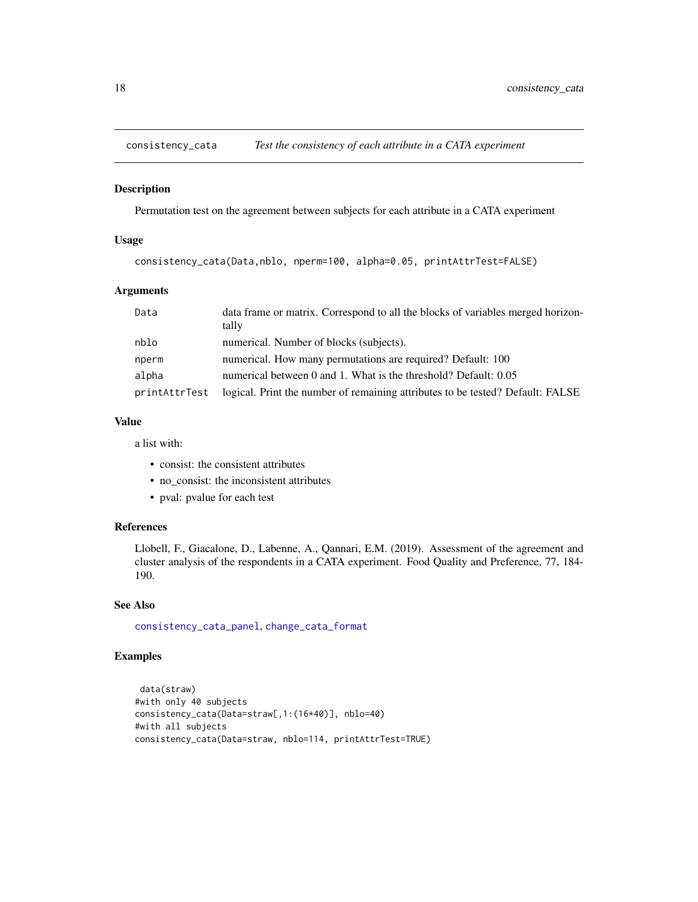## consistency_cata *Test the consistency of each attribute in a CATA experiment*

### Description

Permutation test on the agreement between subjects for each attribute in a CATA experiment

### Usage

```
consistency_cata(Data,nblo, nperm=100, alpha=0.05, printAttrTest=FALSE)
```

### Arguments

| | |
|---|---|
| Data | data frame or matrix. Correspond to all the blocks of variables merged horizontally |
| nblo | numerical. Number of blocks (subjects). |
| nperm | numerical. How many permutations are required? Default: 100 |
| alpha | numerical between 0 and 1. What is the threshold? Default: 0.05 |
| printAttrTest | logical. Print the number of remaining attributes to be tested? Default: FALSE |

### Value

a list with:

- consist: the consistent attributes
- no_consist: the inconsistent attributes
- pval: pvalue for each test

### References

Llobell, F., Giacalone, D., Labenne, A., Qannari, E.M. (2019). Assessment of the agreement and cluster analysis of the respondents in a CATA experiment. Food Quality and Preference, 77, 184-190.

### See Also

consistency_cata_panel, change_cata_format

### Examples

```
 data(straw)
#with only 40 subjects
consistency_cata(Data=straw[,1:(16*40)], nblo=40)
#with all subjects
consistency_cata(Data=straw, nblo=114, printAttrTest=TRUE)
```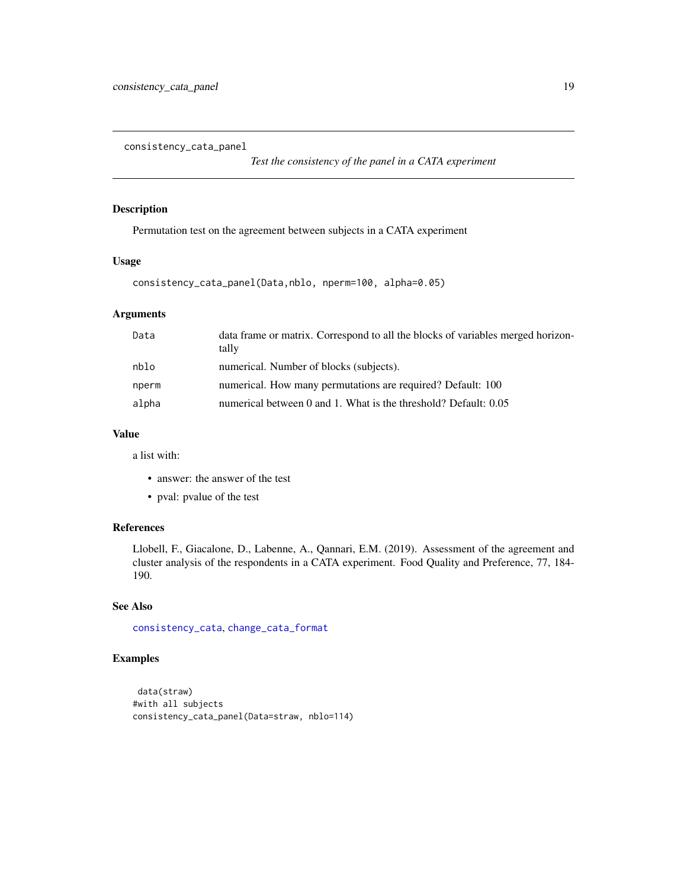consistency_cata_panel

*Test the consistency of the panel in a CATA experiment*

## Description

Permutation test on the agreement between subjects in a CATA experiment

## Usage

```
consistency_cata_panel(Data,nblo, nperm=100, alpha=0.05)
```

## Arguments

| | |
|---|---|
| Data | data frame or matrix. Correspond to all the blocks of variables merged horizontally |
| nblo | numerical. Number of blocks (subjects). |
| nperm | numerical. How many permutations are required? Default: 100 |
| alpha | numerical between 0 and 1. What is the threshold? Default: 0.05 |

## Value

a list with:

- answer: the answer of the test
- pval: pvalue of the test

## References

Llobell, F., Giacalone, D., Labenne, A., Qannari, E.M. (2019). Assessment of the agreement and cluster analysis of the respondents in a CATA experiment. Food Quality and Preference, 77, 184-190.

## See Also

consistency_cata, change_cata_format

## Examples

```
 data(straw)
#with all subjects
consistency_cata_panel(Data=straw, nblo=114)
```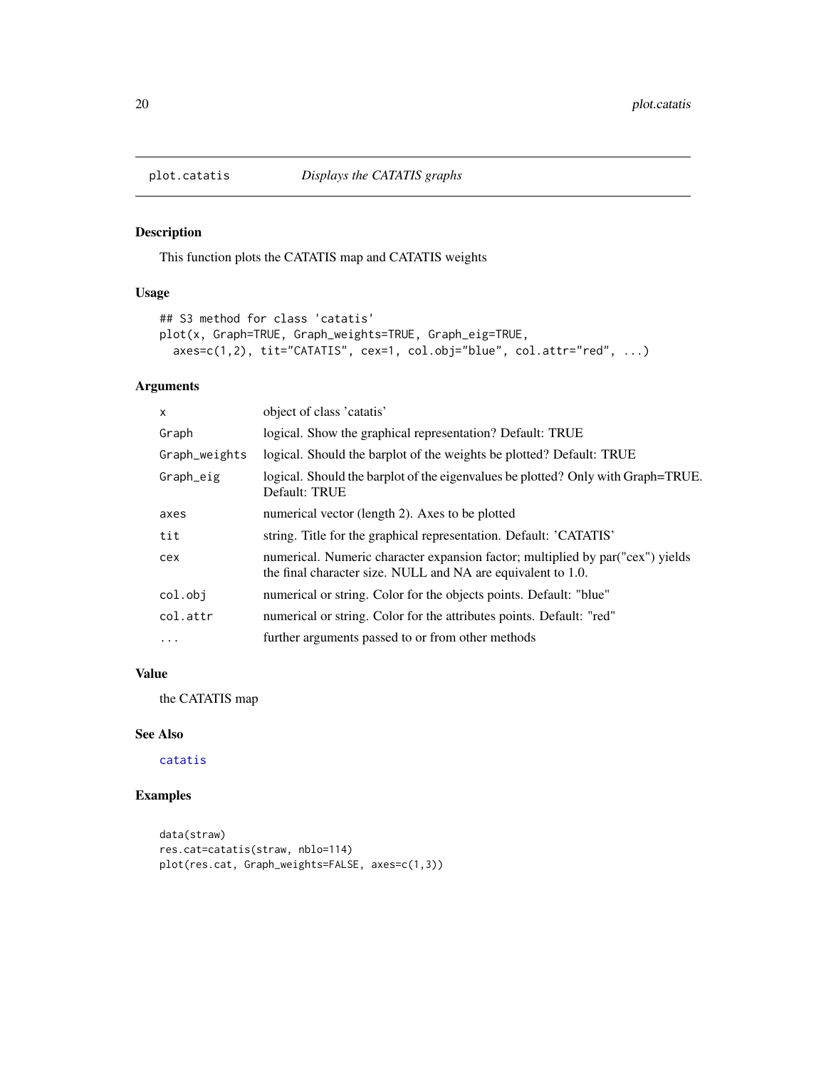# plot.catatis *Displays the CATATIS graphs*

## Description

This function plots the CATATIS map and CATATIS weights

## Usage

```
## S3 method for class 'catatis'
plot(x, Graph=TRUE, Graph_weights=TRUE, Graph_eig=TRUE,
  axes=c(1,2), tit="CATATIS", cex=1, col.obj="blue", col.attr="red", ...)
```

## Arguments

| | |
|---|---|
| `x` | object of class 'catatis' |
| `Graph` | logical. Show the graphical representation? Default: TRUE |
| `Graph_weights` | logical. Should the barplot of the weights be plotted? Default: TRUE |
| `Graph_eig` | logical. Should the barplot of the eigenvalues be plotted? Only with Graph=TRUE. Default: TRUE |
| `axes` | numerical vector (length 2). Axes to be plotted |
| `tit` | string. Title for the graphical representation. Default: 'CATATIS' |
| `cex` | numerical. Numeric character expansion factor; multiplied by par("cex") yields the final character size. NULL and NA are equivalent to 1.0. |
| `col.obj` | numerical or string. Color for the objects points. Default: "blue" |
| `col.attr` | numerical or string. Color for the attributes points. Default: "red" |
| `...` | further arguments passed to or from other methods |

## Value

the CATATIS map

## See Also

`catatis`

## Examples

```
data(straw)
res.cat=catatis(straw, nblo=114)
plot(res.cat, Graph_weights=FALSE, axes=c(1,3))
```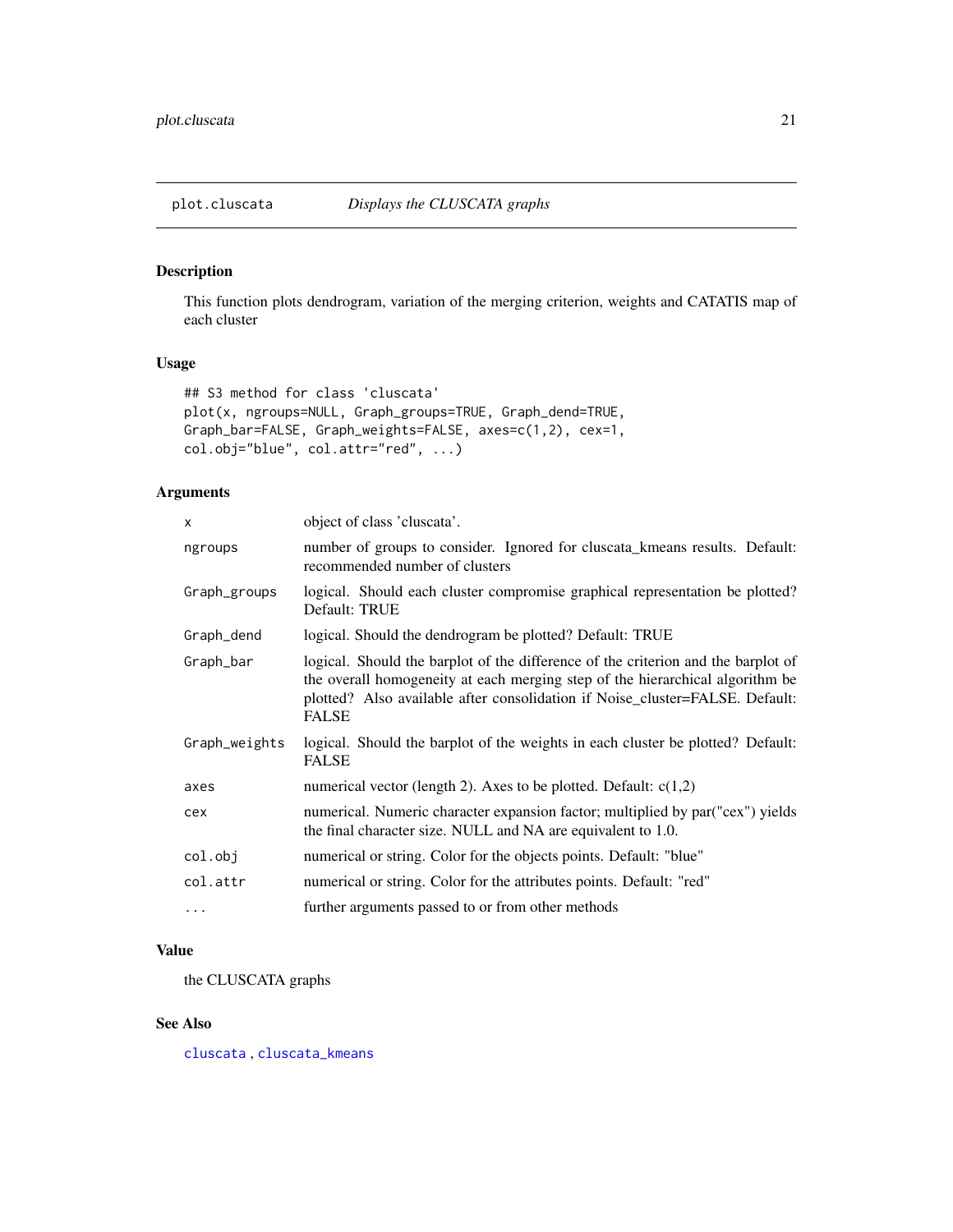## plot.cluscata — *Displays the CLUSCATA graphs*

### Description

This function plots dendrogram, variation of the merging criterion, weights and CATATIS map of each cluster

### Usage

```
## S3 method for class 'cluscata'
plot(x, ngroups=NULL, Graph_groups=TRUE, Graph_dend=TRUE,
Graph_bar=FALSE, Graph_weights=FALSE, axes=c(1,2), cex=1,
col.obj="blue", col.attr="red", ...)
```

### Arguments

| | |
|---|---|
| `x` | object of class 'cluscata'. |
| `ngroups` | number of groups to consider. Ignored for cluscata_kmeans results. Default: recommended number of clusters |
| `Graph_groups` | logical. Should each cluster compromise graphical representation be plotted? Default: TRUE |
| `Graph_dend` | logical. Should the dendrogram be plotted? Default: TRUE |
| `Graph_bar` | logical. Should the barplot of the difference of the criterion and the barplot of the overall homogeneity at each merging step of the hierarchical algorithm be plotted? Also available after consolidation if Noise_cluster=FALSE. Default: FALSE |
| `Graph_weights` | logical. Should the barplot of the weights in each cluster be plotted? Default: FALSE |
| `axes` | numerical vector (length 2). Axes to be plotted. Default: c(1,2) |
| `cex` | numerical. Numeric character expansion factor; multiplied by par("cex") yields the final character size. NULL and NA are equivalent to 1.0. |
| `col.obj` | numerical or string. Color for the objects points. Default: "blue" |
| `col.attr` | numerical or string. Color for the attributes points. Default: "red" |
| `...` | further arguments passed to or from other methods |

### Value

the CLUSCATA graphs

### See Also

`cluscata`, `cluscata_kmeans`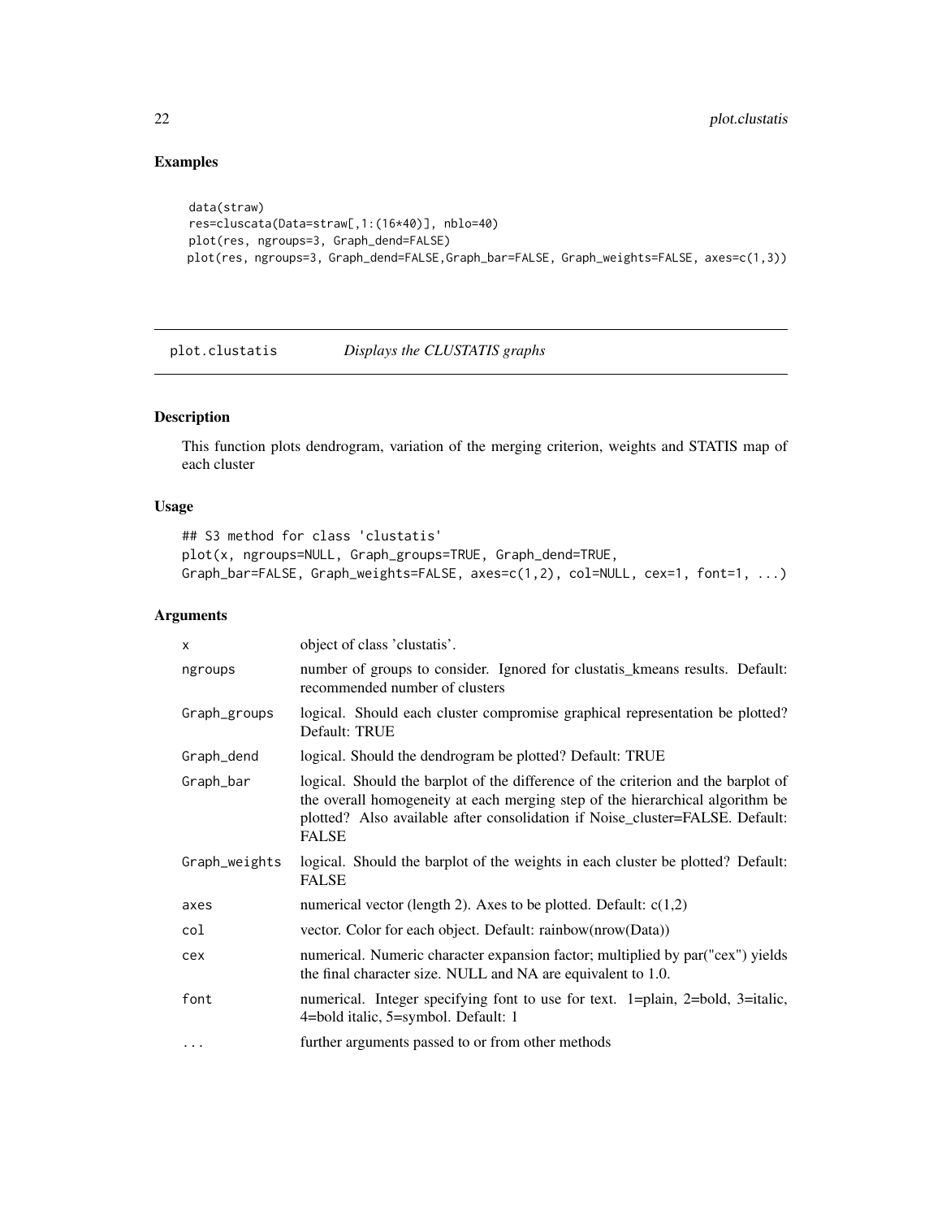## Examples

```
data(straw)
res=cluscata(Data=straw[,1:(16*40)], nblo=40)
plot(res, ngroups=3, Graph_dend=FALSE)
plot(res, ngroups=3, Graph_dend=FALSE,Graph_bar=FALSE, Graph_weights=FALSE, axes=c(1,3))
```

---

# plot.clustatis *Displays the CLUSTATIS graphs*

## Description

This function plots dendrogram, variation of the merging criterion, weights and STATIS map of each cluster

## Usage

```
## S3 method for class 'clustatis'
plot(x, ngroups=NULL, Graph_groups=TRUE, Graph_dend=TRUE,
Graph_bar=FALSE, Graph_weights=FALSE, axes=c(1,2), col=NULL, cex=1, font=1, ...)
```

## Arguments

| | |
|---|---|
| x | object of class 'clustatis'. |
| ngroups | number of groups to consider. Ignored for clustatis_kmeans results. Default: recommended number of clusters |
| Graph_groups | logical. Should each cluster compromise graphical representation be plotted? Default: TRUE |
| Graph_dend | logical. Should the dendrogram be plotted? Default: TRUE |
| Graph_bar | logical. Should the barplot of the difference of the criterion and the barplot of the overall homogeneity at each merging step of the hierarchical algorithm be plotted? Also available after consolidation if Noise_cluster=FALSE. Default: FALSE |
| Graph_weights | logical. Should the barplot of the weights in each cluster be plotted? Default: FALSE |
| axes | numerical vector (length 2). Axes to be plotted. Default: c(1,2) |
| col | vector. Color for each object. Default: rainbow(nrow(Data)) |
| cex | numerical. Numeric character expansion factor; multiplied by par("cex") yields the final character size. NULL and NA are equivalent to 1.0. |
| font | numerical. Integer specifying font to use for text. 1=plain, 2=bold, 3=italic, 4=bold italic, 5=symbol. Default: 1 |
| ... | further arguments passed to or from other methods |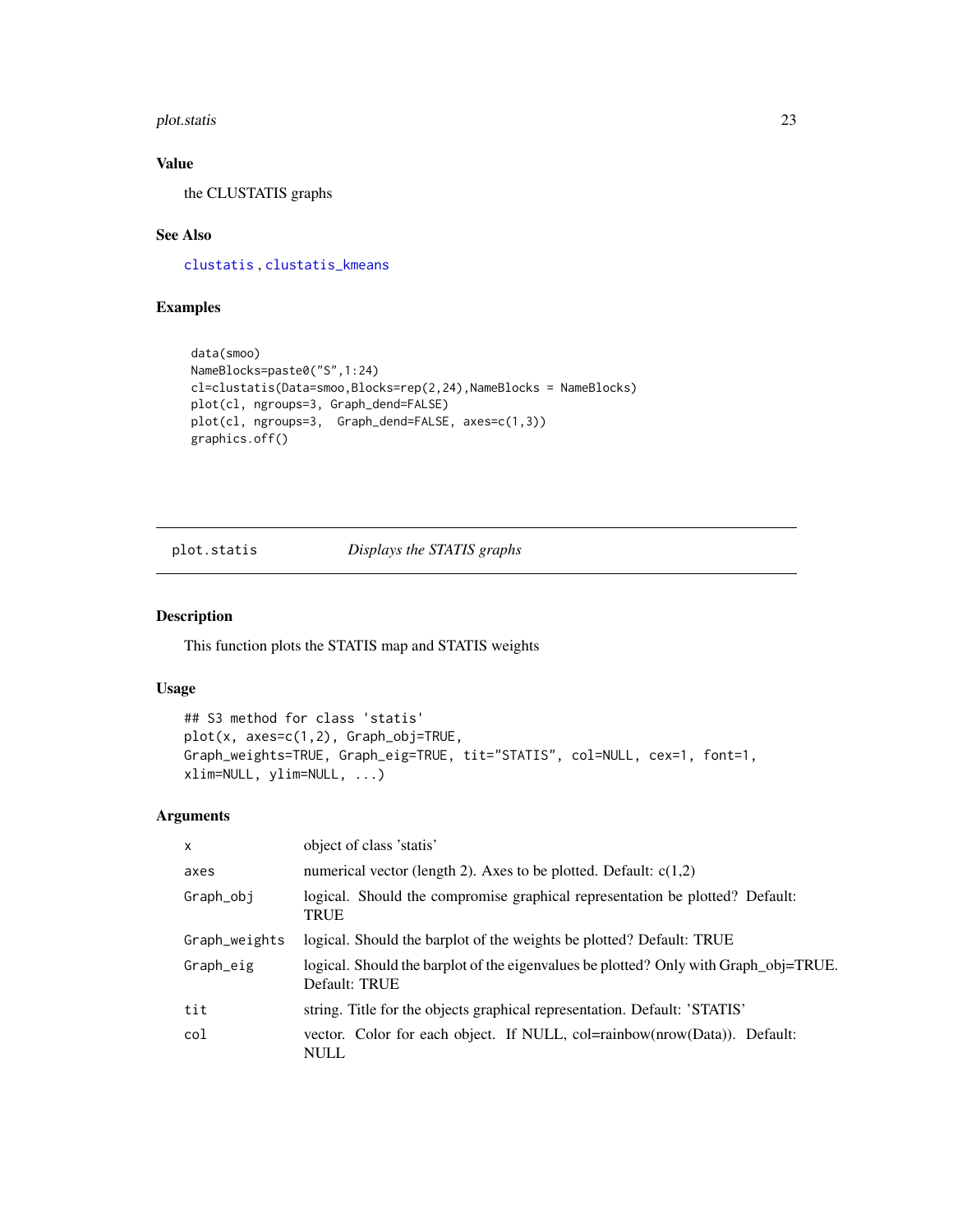### Value

the CLUSTATIS graphs

### See Also

clustatis , clustatis_kmeans

### Examples

```
data(smoo)
NameBlocks=paste0("S",1:24)
cl=clustatis(Data=smoo,Blocks=rep(2,24),NameBlocks = NameBlocks)
plot(cl, ngroups=3, Graph_dend=FALSE)
plot(cl, ngroups=3,  Graph_dend=FALSE, axes=c(1,3))
graphics.off()
```

---

## plot.statis *Displays the STATIS graphs*

---

### Description

This function plots the STATIS map and STATIS weights

### Usage

```
## S3 method for class 'statis'
plot(x, axes=c(1,2), Graph_obj=TRUE,
Graph_weights=TRUE, Graph_eig=TRUE, tit="STATIS", col=NULL, cex=1, font=1,
xlim=NULL, ylim=NULL, ...)
```

### Arguments

| | |
|---|---|
| x | object of class 'statis' |
| axes | numerical vector (length 2). Axes to be plotted. Default: c(1,2) |
| Graph_obj | logical. Should the compromise graphical representation be plotted? Default: TRUE |
| Graph_weights | logical. Should the barplot of the weights be plotted? Default: TRUE |
| Graph_eig | logical. Should the barplot of the eigenvalues be plotted? Only with Graph_obj=TRUE. Default: TRUE |
| tit | string. Title for the objects graphical representation. Default: 'STATIS' |
| col | vector. Color for each object. If NULL, col=rainbow(nrow(Data)). Default: NULL |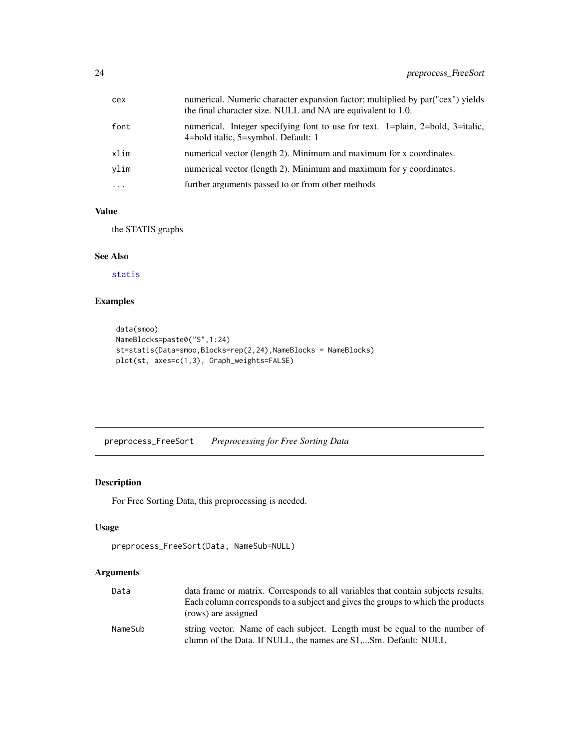| | |
|---|---|
| cex | numerical. Numeric character expansion factor; multiplied by par("cex") yields the final character size. NULL and NA are equivalent to 1.0. |
| font | numerical. Integer specifying font to use for text. 1=plain, 2=bold, 3=italic, 4=bold italic, 5=symbol. Default: 1 |
| xlim | numerical vector (length 2). Minimum and maximum for x coordinates. |
| ylim | numerical vector (length 2). Minimum and maximum for y coordinates. |
| ... | further arguments passed to or from other methods |

### Value

the STATIS graphs

### See Also

statis

### Examples

```
data(smoo)
NameBlocks=paste0("S",1:24)
st=statis(Data=smoo,Blocks=rep(2,24),NameBlocks = NameBlocks)
plot(st, axes=c(1,3), Graph_weights=FALSE)
```

---

## preprocess_FreeSort    *Preprocessing for Free Sorting Data*

### Description

For Free Sorting Data, this preprocessing is needed.

### Usage

```
preprocess_FreeSort(Data, NameSub=NULL)
```

### Arguments

| | |
|---|---|
| Data | data frame or matrix. Corresponds to all variables that contain subjects results. Each column corresponds to a subject and gives the groups to which the products (rows) are assigned |
| NameSub | string vector. Name of each subject. Length must be equal to the number of clumn of the Data. If NULL, the names are S1,...Sm. Default: NULL |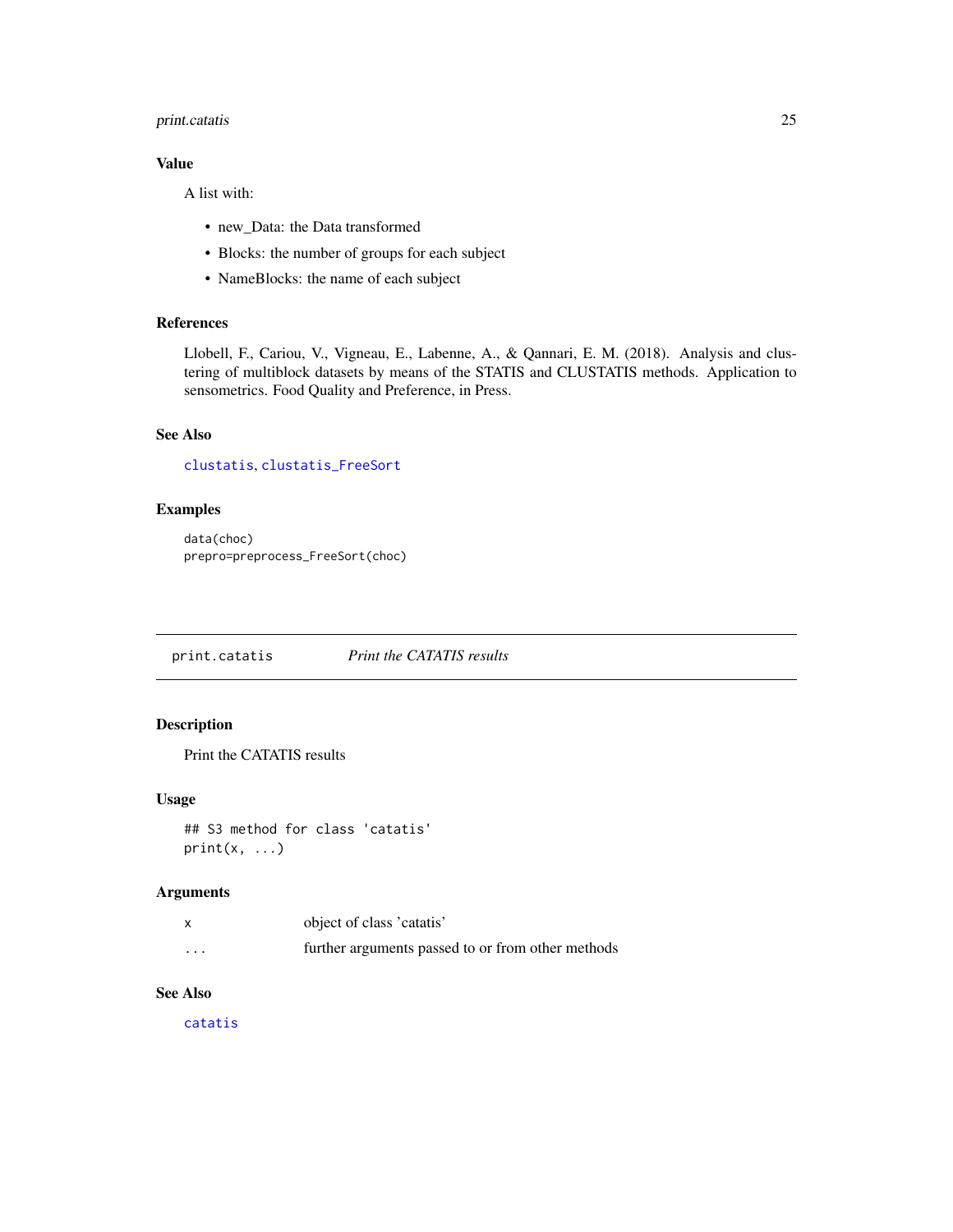### Value

A list with:

- new_Data: the Data transformed
- Blocks: the number of groups for each subject
- NameBlocks: the name of each subject

### References

Llobell, F., Cariou, V., Vigneau, E., Labenne, A., & Qannari, E. M. (2018). Analysis and clustering of multiblock datasets by means of the STATIS and CLUSTATIS methods. Application to sensometrics. Food Quality and Preference, in Press.

### See Also

clustatis, clustatis_FreeSort

### Examples

```
data(choc)
prepro=preprocess_FreeSort(choc)
```

---

## print.catatis — *Print the CATATIS results*

### Description

Print the CATATIS results

### Usage

```
## S3 method for class 'catatis'
print(x, ...)
```

### Arguments

| | |
|---|---|
| x | object of class 'catatis' |
| ... | further arguments passed to or from other methods |

### See Also

catatis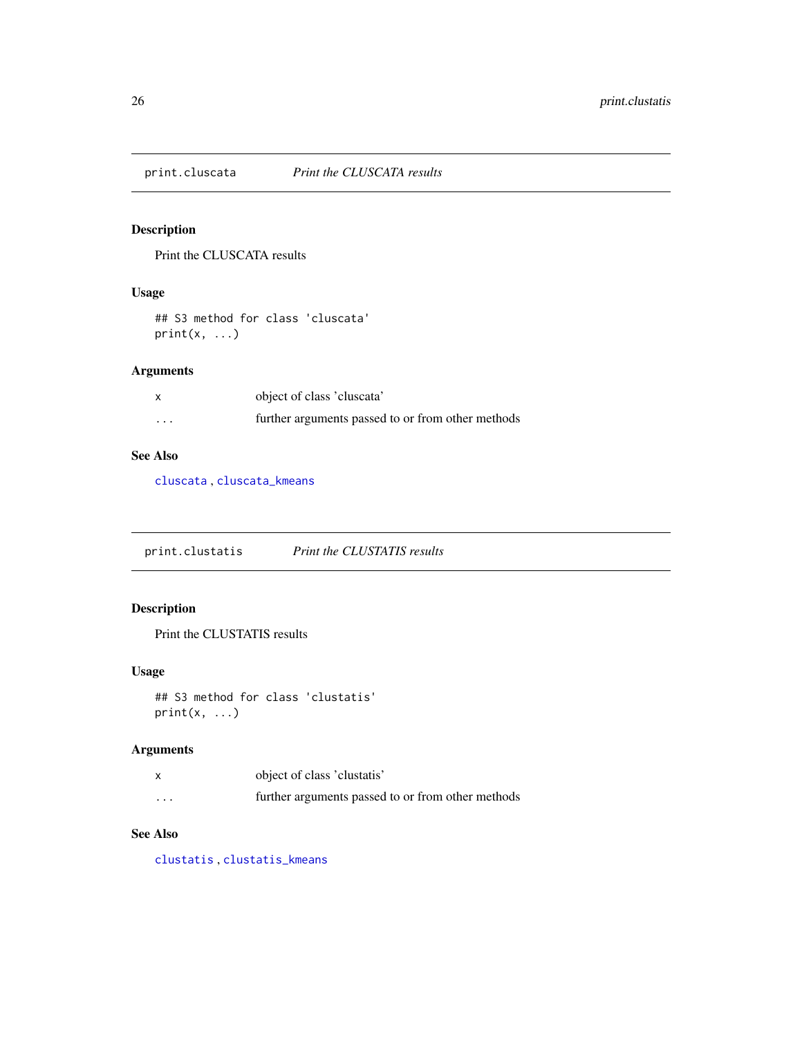## print.cluscata — *Print the CLUSCATA results*

### Description

Print the CLUSCATA results

### Usage

```
## S3 method for class 'cluscata'
print(x, ...)
```

### Arguments

| | |
|---|---|
| x | object of class 'cluscata' |
| ... | further arguments passed to or from other methods |

### See Also

cluscata, cluscata_kmeans

## print.clustatis — *Print the CLUSTATIS results*

### Description

Print the CLUSTATIS results

### Usage

```
## S3 method for class 'clustatis'
print(x, ...)
```

### Arguments

| | |
|---|---|
| x | object of class 'clustatis' |
| ... | further arguments passed to or from other methods |

### See Also

clustatis, clustatis_kmeans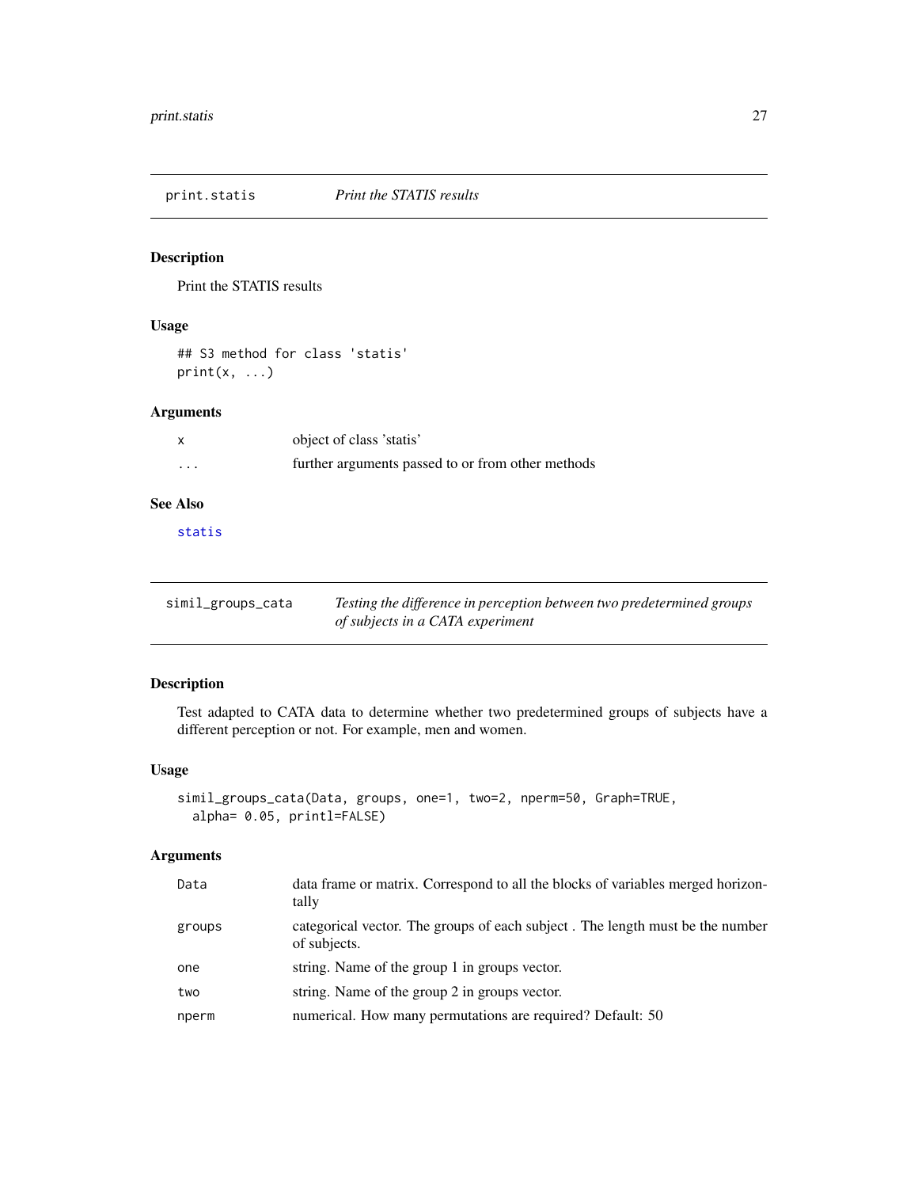## print.statis — *Print the STATIS results*

### Description

Print the STATIS results

### Usage

```
## S3 method for class 'statis'
print(x, ...)
```

### Arguments

| | |
|---|---|
| x | object of class 'statis' |
| ... | further arguments passed to or from other methods |

### See Also

statis

## simil_groups_cata — *Testing the difference in perception between two predetermined groups of subjects in a CATA experiment*

### Description

Test adapted to CATA data to determine whether two predetermined groups of subjects have a different perception or not. For example, men and women.

### Usage

```
simil_groups_cata(Data, groups, one=1, two=2, nperm=50, Graph=TRUE,
  alpha= 0.05, printl=FALSE)
```

### Arguments

| | |
|---|---|
| Data | data frame or matrix. Correspond to all the blocks of variables merged horizontally |
| groups | categorical vector. The groups of each subject . The length must be the number of subjects. |
| one | string. Name of the group 1 in groups vector. |
| two | string. Name of the group 2 in groups vector. |
| nperm | numerical. How many permutations are required? Default: 50 |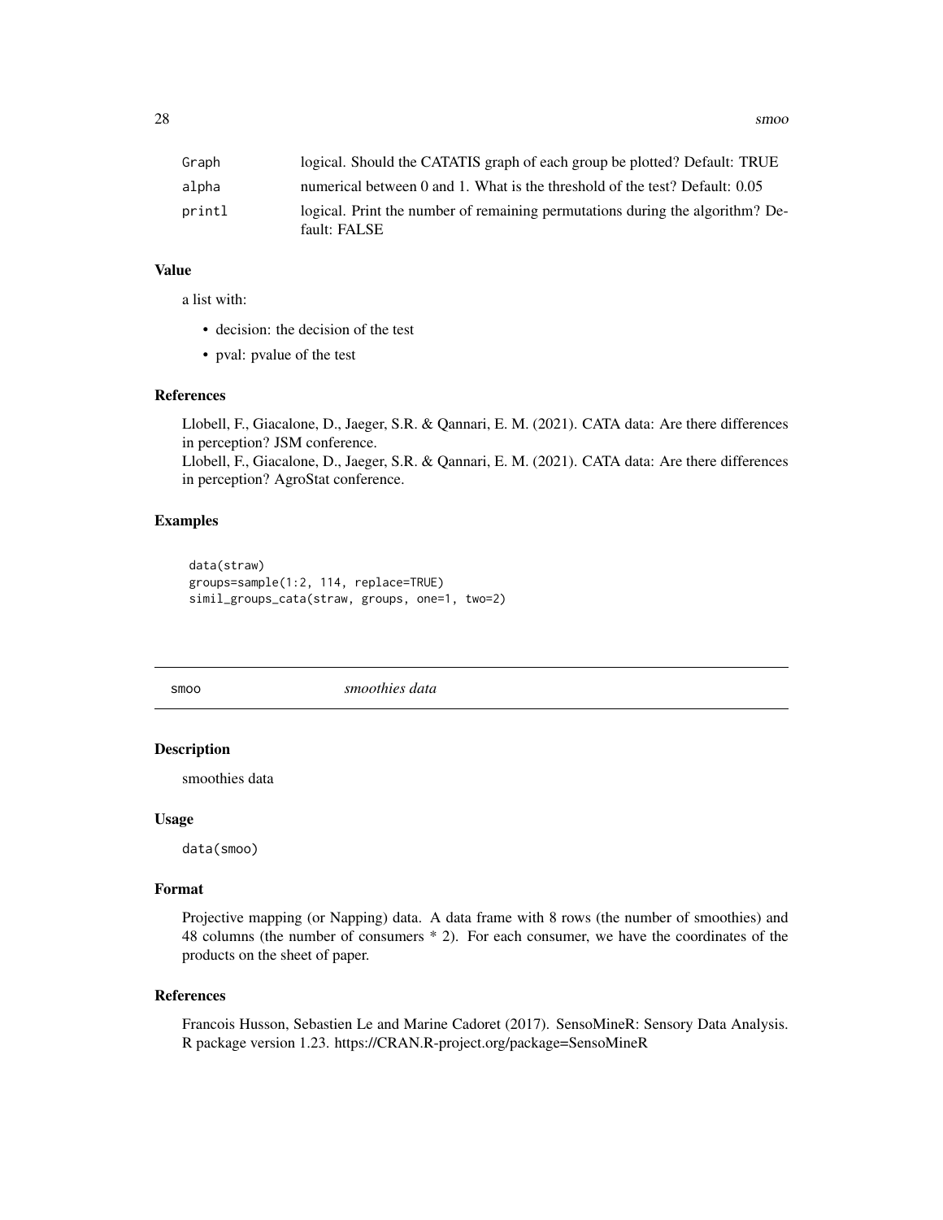| | |
|---|---|
| Graph | logical. Should the CATATIS graph of each group be plotted? Default: TRUE |
| alpha | numerical between 0 and 1. What is the threshold of the test? Default: 0.05 |
| printl | logical. Print the number of remaining permutations during the algorithm? Default: FALSE |

### Value

a list with:

- decision: the decision of the test
- pval: pvalue of the test

### References

Llobell, F., Giacalone, D., Jaeger, S.R. & Qannari, E. M. (2021). CATA data: Are there differences in perception? JSM conference.
Llobell, F., Giacalone, D., Jaeger, S.R. & Qannari, E. M. (2021). CATA data: Are there differences in perception? AgroStat conference.

### Examples

```
data(straw)
groups=sample(1:2, 114, replace=TRUE)
simil_groups_cata(straw, groups, one=1, two=2)
```

---

## smoo *smoothies data*

### Description

smoothies data

### Usage

```
data(smoo)
```

### Format

Projective mapping (or Napping) data. A data frame with 8 rows (the number of smoothies) and 48 columns (the number of consumers * 2). For each consumer, we have the coordinates of the products on the sheet of paper.

### References

Francois Husson, Sebastien Le and Marine Cadoret (2017). SensoMineR: Sensory Data Analysis. R package version 1.23. https://CRAN.R-project.org/package=SensoMineR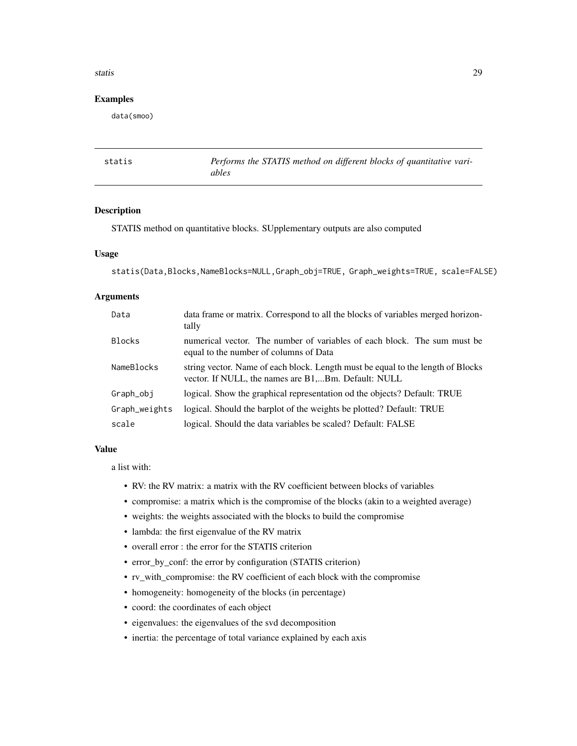## Examples

```
data(smoo)
```

---

| statis | *Performs the STATIS method on different blocks of quantitative variables* |
|---|---|

## Description

STATIS method on quantitative blocks. SUpplementary outputs are also computed

## Usage

```
statis(Data,Blocks,NameBlocks=NULL,Graph_obj=TRUE, Graph_weights=TRUE, scale=FALSE)
```

## Arguments

| | |
|---|---|
| Data | data frame or matrix. Correspond to all the blocks of variables merged horizontally |
| Blocks | numerical vector. The number of variables of each block. The sum must be equal to the number of columns of Data |
| NameBlocks | string vector. Name of each block. Length must be equal to the length of Blocks vector. If NULL, the names are B1,...Bm. Default: NULL |
| Graph_obj | logical. Show the graphical representation od the objects? Default: TRUE |
| Graph_weights | logical. Should the barplot of the weights be plotted? Default: TRUE |
| scale | logical. Should the data variables be scaled? Default: FALSE |

## Value

a list with:

- RV: the RV matrix: a matrix with the RV coefficient between blocks of variables
- compromise: a matrix which is the compromise of the blocks (akin to a weighted average)
- weights: the weights associated with the blocks to build the compromise
- lambda: the first eigenvalue of the RV matrix
- overall error : the error for the STATIS criterion
- error_by_conf: the error by configuration (STATIS criterion)
- rv_with_compromise: the RV coefficient of each block with the compromise
- homogeneity: homogeneity of the blocks (in percentage)
- coord: the coordinates of each object
- eigenvalues: the eigenvalues of the svd decomposition
- inertia: the percentage of total variance explained by each axis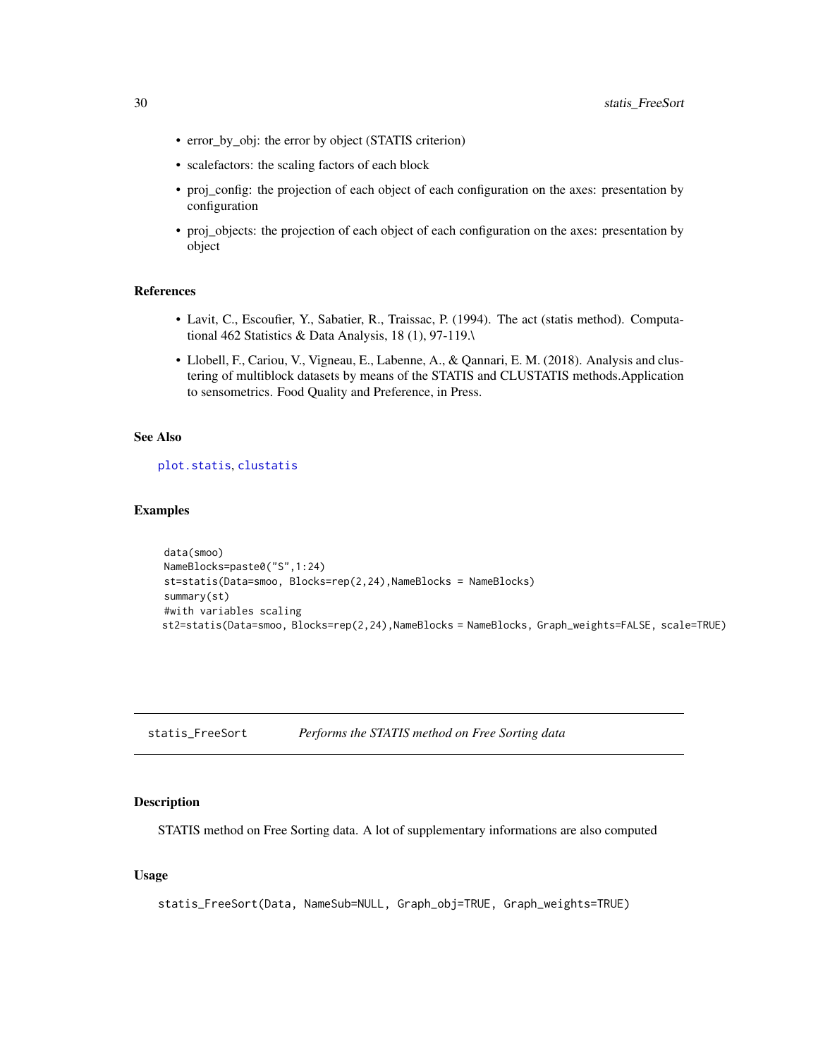- error_by_obj: the error by object (STATIS criterion)
- scalefactors: the scaling factors of each block
- proj_config: the projection of each object of each configuration on the axes: presentation by configuration
- proj_objects: the projection of each object of each configuration on the axes: presentation by object

### References

- Lavit, C., Escoufier, Y., Sabatier, R., Traissac, P. (1994). The act (statis method). Computational 462 Statistics & Data Analysis, 18 (1), 97-119.\
- Llobell, F., Cariou, V., Vigneau, E., Labenne, A., & Qannari, E. M. (2018). Analysis and clustering of multiblock datasets by means of the STATIS and CLUSTATIS methods.Application to sensometrics. Food Quality and Preference, in Press.

### See Also

plot.statis, clustatis

### Examples

```
data(smoo)
NameBlocks=paste0("S",1:24)
st=statis(Data=smoo, Blocks=rep(2,24),NameBlocks = NameBlocks)
summary(st)
#with variables scaling
st2=statis(Data=smoo, Blocks=rep(2,24),NameBlocks = NameBlocks, Graph_weights=FALSE, scale=TRUE)
```

---

## statis_FreeSort — *Performs the STATIS method on Free Sorting data*

### Description

STATIS method on Free Sorting data. A lot of supplementary informations are also computed

### Usage

```
statis_FreeSort(Data, NameSub=NULL, Graph_obj=TRUE, Graph_weights=TRUE)
```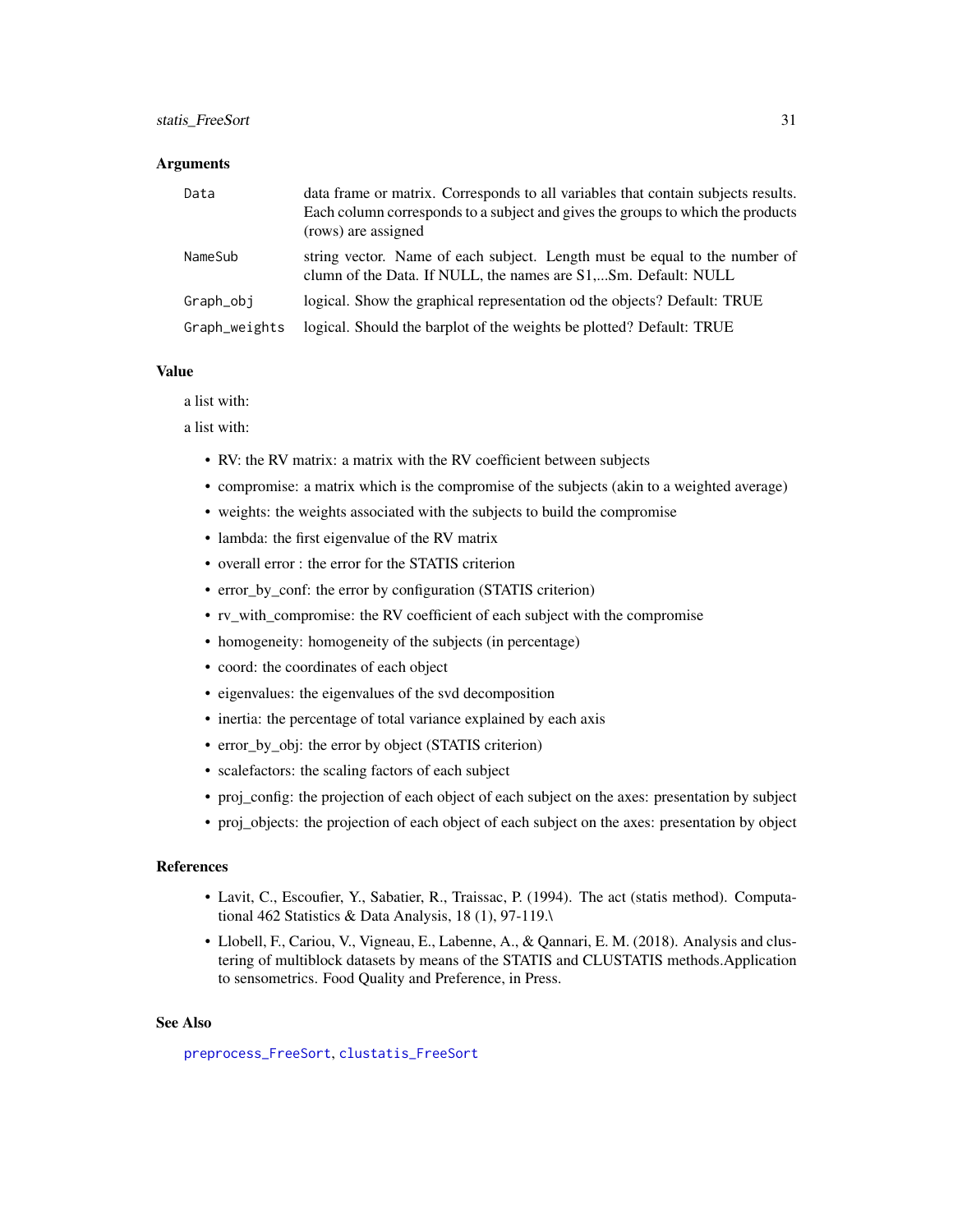### Arguments

| | |
|---|---|
| Data | data frame or matrix. Corresponds to all variables that contain subjects results. Each column corresponds to a subject and gives the groups to which the products (rows) are assigned |
| NameSub | string vector. Name of each subject. Length must be equal to the number of clumn of the Data. If NULL, the names are S1,...Sm. Default: NULL |
| Graph_obj | logical. Show the graphical representation od the objects? Default: TRUE |
| Graph_weights | logical. Should the barplot of the weights be plotted? Default: TRUE |

### Value

a list with:

a list with:

- RV: the RV matrix: a matrix with the RV coefficient between subjects
- compromise: a matrix which is the compromise of the subjects (akin to a weighted average)
- weights: the weights associated with the subjects to build the compromise
- lambda: the first eigenvalue of the RV matrix
- overall error : the error for the STATIS criterion
- error_by_conf: the error by configuration (STATIS criterion)
- rv_with_compromise: the RV coefficient of each subject with the compromise
- homogeneity: homogeneity of the subjects (in percentage)
- coord: the coordinates of each object
- eigenvalues: the eigenvalues of the svd decomposition
- inertia: the percentage of total variance explained by each axis
- error_by_obj: the error by object (STATIS criterion)
- scalefactors: the scaling factors of each subject
- proj_config: the projection of each object of each subject on the axes: presentation by subject
- proj_objects: the projection of each object of each subject on the axes: presentation by object

### References

- Lavit, C., Escoufier, Y., Sabatier, R., Traissac, P. (1994). The act (statis method). Computational 462 Statistics & Data Analysis, 18 (1), 97-119.\
- Llobell, F., Cariou, V., Vigneau, E., Labenne, A., & Qannari, E. M. (2018). Analysis and clustering of multiblock datasets by means of the STATIS and CLUSTATIS methods.Application to sensometrics. Food Quality and Preference, in Press.

### See Also

preprocess_FreeSort, clustatis_FreeSort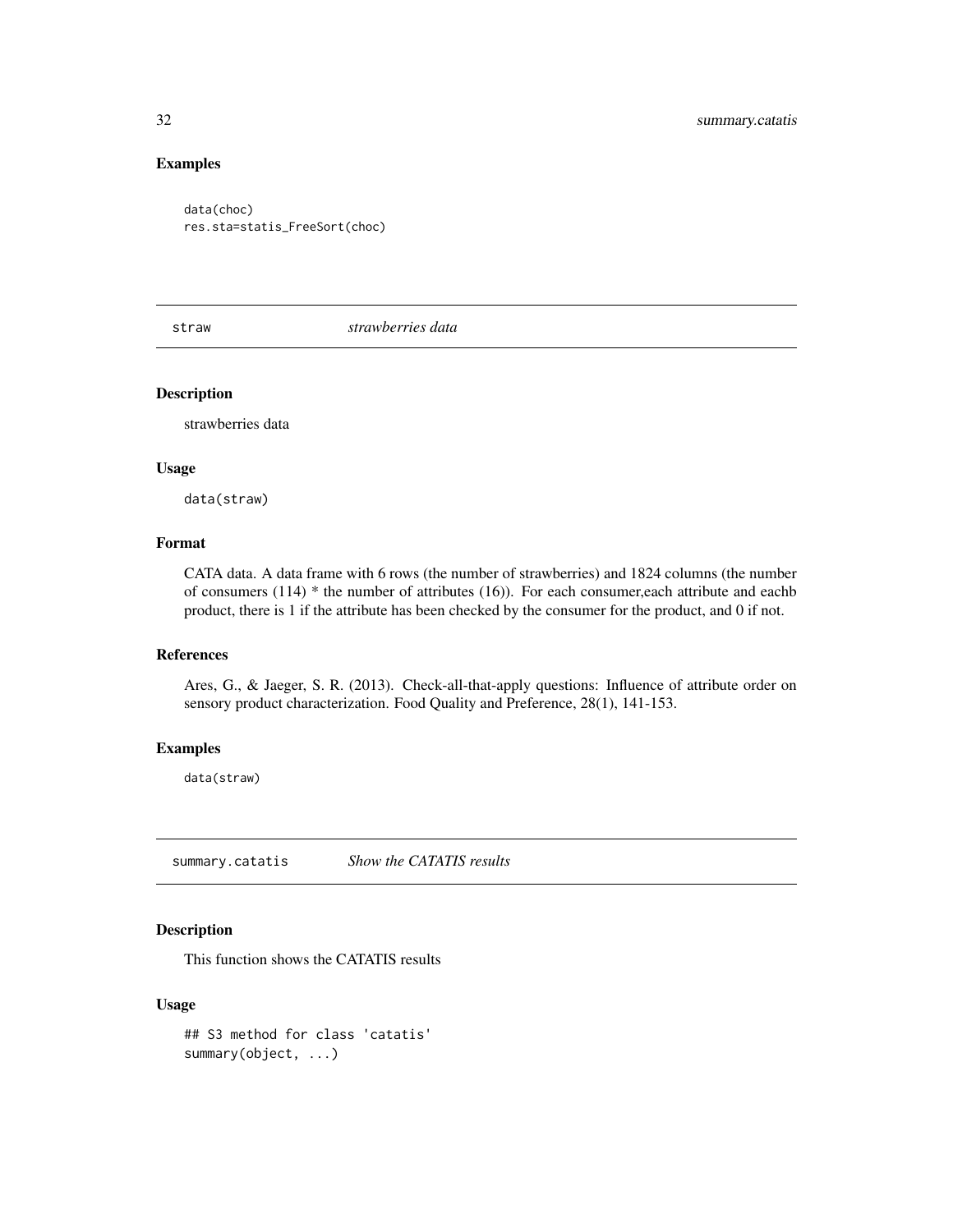### Examples

```
data(choc)
res.sta=statis_FreeSort(choc)
```

## straw *strawberries data*

### Description

strawberries data

### Usage

```
data(straw)
```

### Format

CATA data. A data frame with 6 rows (the number of strawberries) and 1824 columns (the number of consumers (114) * the number of attributes (16)). For each consumer,each attribute and eachb product, there is 1 if the attribute has been checked by the consumer for the product, and 0 if not.

### References

Ares, G., & Jaeger, S. R. (2013). Check-all-that-apply questions: Influence of attribute order on sensory product characterization. Food Quality and Preference, 28(1), 141-153.

### Examples

```
data(straw)
```

## summary.catatis *Show the CATATIS results*

### Description

This function shows the CATATIS results

### Usage

```
## S3 method for class 'catatis'
summary(object, ...)
```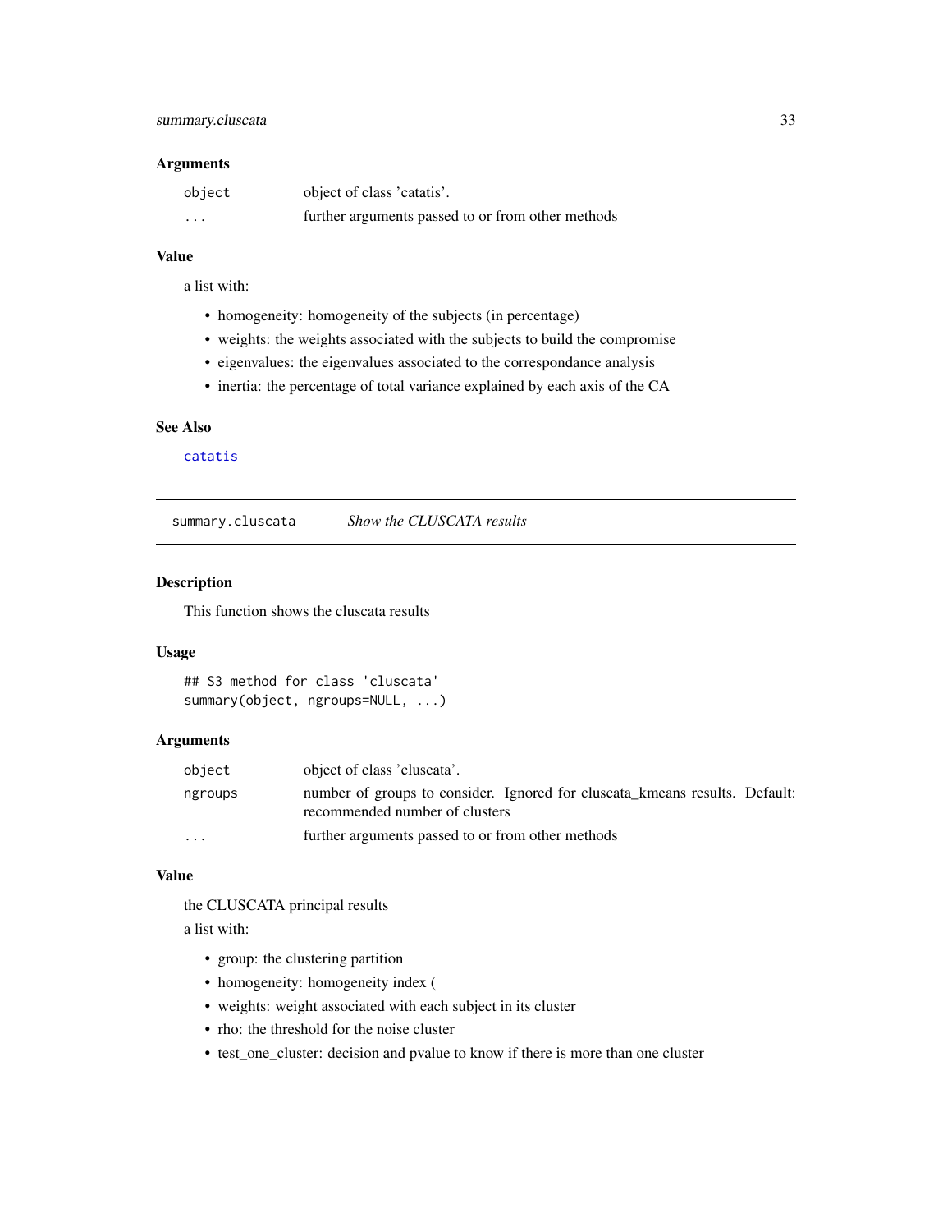### Arguments

| | |
|---|---|
| `object` | object of class 'catatis'. |
| `...` | further arguments passed to or from other methods |

### Value

a list with:

- homogeneity: homogeneity of the subjects (in percentage)
- weights: the weights associated with the subjects to build the compromise
- eigenvalues: the eigenvalues associated to the correspondance analysis
- inertia: the percentage of total variance explained by each axis of the CA

### See Also

`catatis`

---

## summary.cluscata — *Show the CLUSCATA results*

### Description

This function shows the cluscata results

### Usage

```
## S3 method for class 'cluscata'
summary(object, ngroups=NULL, ...)
```

### Arguments

| | |
|---|---|
| `object` | object of class 'cluscata'. |
| `ngroups` | number of groups to consider. Ignored for cluscata_kmeans results. Default: recommended number of clusters |
| `...` | further arguments passed to or from other methods |

### Value

the CLUSCATA principal results

a list with:

- group: the clustering partition
- homogeneity: homogeneity index (
- weights: weight associated with each subject in its cluster
- rho: the threshold for the noise cluster
- test_one_cluster: decision and pvalue to know if there is more than one cluster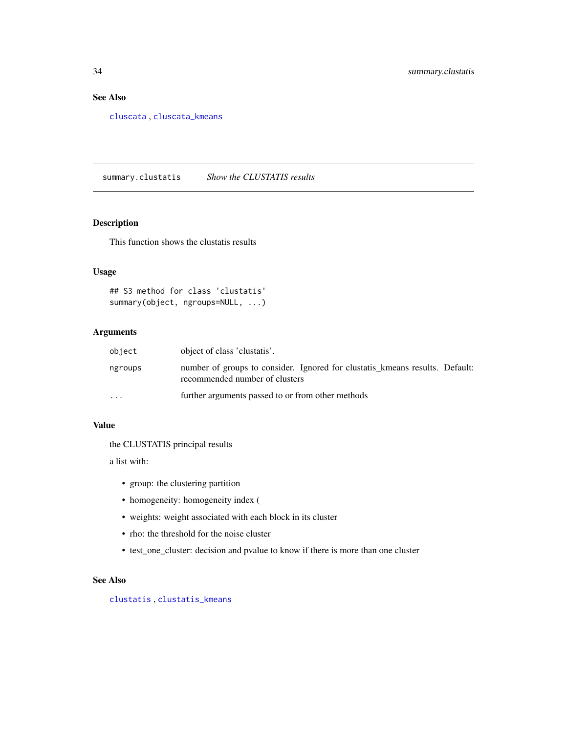## See Also

cluscata , cluscata_kmeans

---

summary.clustatis *Show the CLUSTATIS results*

---

## Description

This function shows the clustatis results

## Usage

```
## S3 method for class 'clustatis'
summary(object, ngroups=NULL, ...)
```

## Arguments

| | |
|---|---|
| object | object of class 'clustatis'. |
| ngroups | number of groups to consider. Ignored for clustatis_kmeans results. Default: recommended number of clusters |
| ... | further arguments passed to or from other methods |

## Value

the CLUSTATIS principal results

a list with:

- group: the clustering partition
- homogeneity: homogeneity index (
- weights: weight associated with each block in its cluster
- rho: the threshold for the noise cluster
- test_one_cluster: decision and pvalue to know if there is more than one cluster

## See Also

clustatis , clustatis_kmeans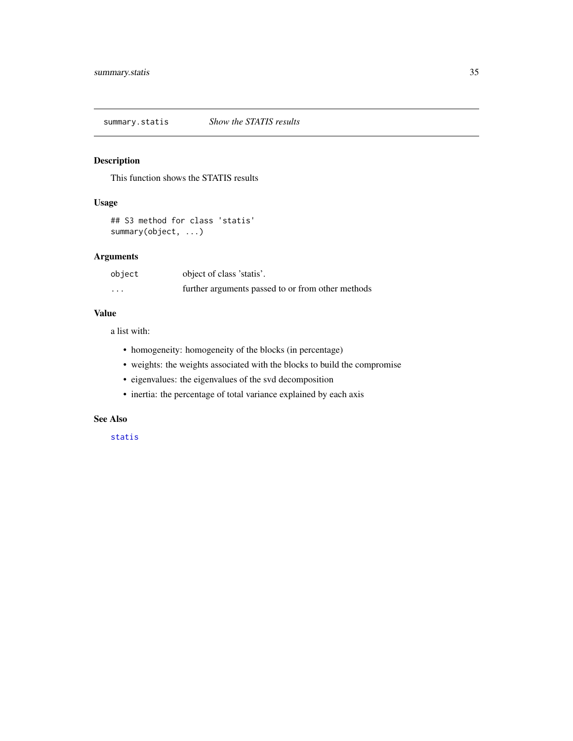## summary.statis — *Show the STATIS results*

### Description

This function shows the STATIS results

### Usage

```
## S3 method for class 'statis'
summary(object, ...)
```

### Arguments

| | |
|---|---|
| `object` | object of class 'statis'. |
| `...` | further arguments passed to or from other methods |

### Value

a list with:

- homogeneity: homogeneity of the blocks (in percentage)
- weights: the weights associated with the blocks to build the compromise
- eigenvalues: the eigenvalues of the svd decomposition
- inertia: the percentage of total variance explained by each axis

### See Also

`statis`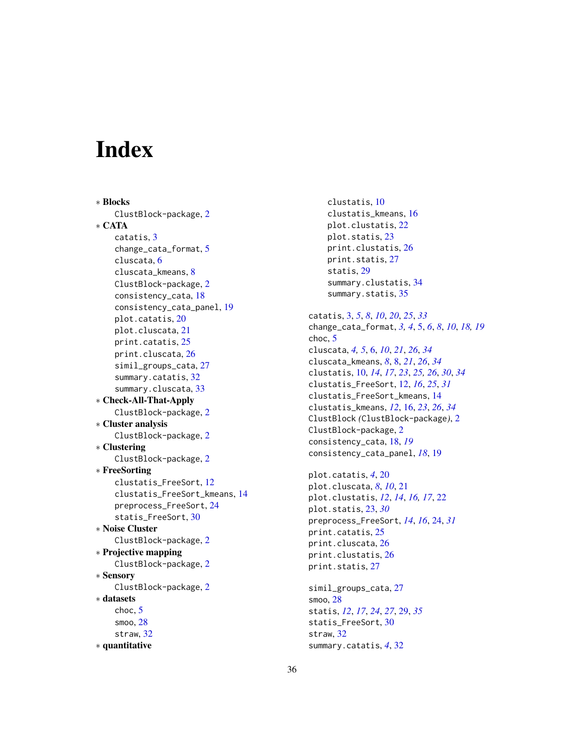# Index

* **Blocks**
  ClustBlock-package, 2
* **CATA**
  catatis, 3
  change_cata_format, 5
  cluscata, 6
  cluscata_kmeans, 8
  ClustBlock-package, 2
  consistency_cata, 18
  consistency_cata_panel, 19
  plot.catatis, 20
  plot.cluscata, 21
  print.catatis, 25
  print.cluscata, 26
  simil_groups_cata, 27
  summary.catatis, 32
  summary.cluscata, 33
* **Check-All-That-Apply**
  ClustBlock-package, 2
* **Cluster analysis**
  ClustBlock-package, 2
* **Clustering**
  ClustBlock-package, 2
* **FreeSorting**
  clustatis_FreeSort, 12
  clustatis_FreeSort_kmeans, 14
  preprocess_FreeSort, 24
  statis_FreeSort, 30
* **Noise Cluster**
  ClustBlock-package, 2
* **Projective mapping**
  ClustBlock-package, 2
* **Sensory**
  ClustBlock-package, 2
* **datasets**
  choc, 5
  smoo, 28
  straw, 32
* **quantitative**
  clustatis, 10
  clustatis_kmeans, 16
  plot.clustatis, 22
  plot.statis, 23
  print.clustatis, 26
  print.statis, 27
  statis, 29
  summary.clustatis, 34
  summary.statis, 35

catatis, 3, *5*, *8*, *10*, *20*, *25*, *33*
change_cata_format, *3, 4*, 5, *6*, *8*, *10*, *18, 19*
choc, 5
cluscata, *4, 5*, 6, *10*, *21*, *26*, *34*
cluscata_kmeans, *8*, 8, *21*, *26*, *34*
clustatis, 10, *14*, *17*, *23*, *25, 26*, *30*, *34*
clustatis_FreeSort, 12, *16*, *25*, *31*
clustatis_FreeSort_kmeans, 14
clustatis_kmeans, *12*, 16, *23*, *26*, *34*
ClustBlock *(*ClustBlock-package*)*, 2
ClustBlock-package, 2
consistency_cata, 18, *19*
consistency_cata_panel, *18*, 19

plot.catatis, *4*, 20
plot.cluscata, *8*, *10*, 21
plot.clustatis, *12*, *14*, *16, 17*, 22
plot.statis, 23, *30*
preprocess_FreeSort, *14*, *16*, 24, *31*
print.catatis, 25
print.cluscata, 26
print.clustatis, 26
print.statis, 27

simil_groups_cata, 27
smoo, 28
statis, *12*, *17*, *24*, *27*, 29, *35*
statis_FreeSort, 30
straw, 32
summary.catatis, *4*, 32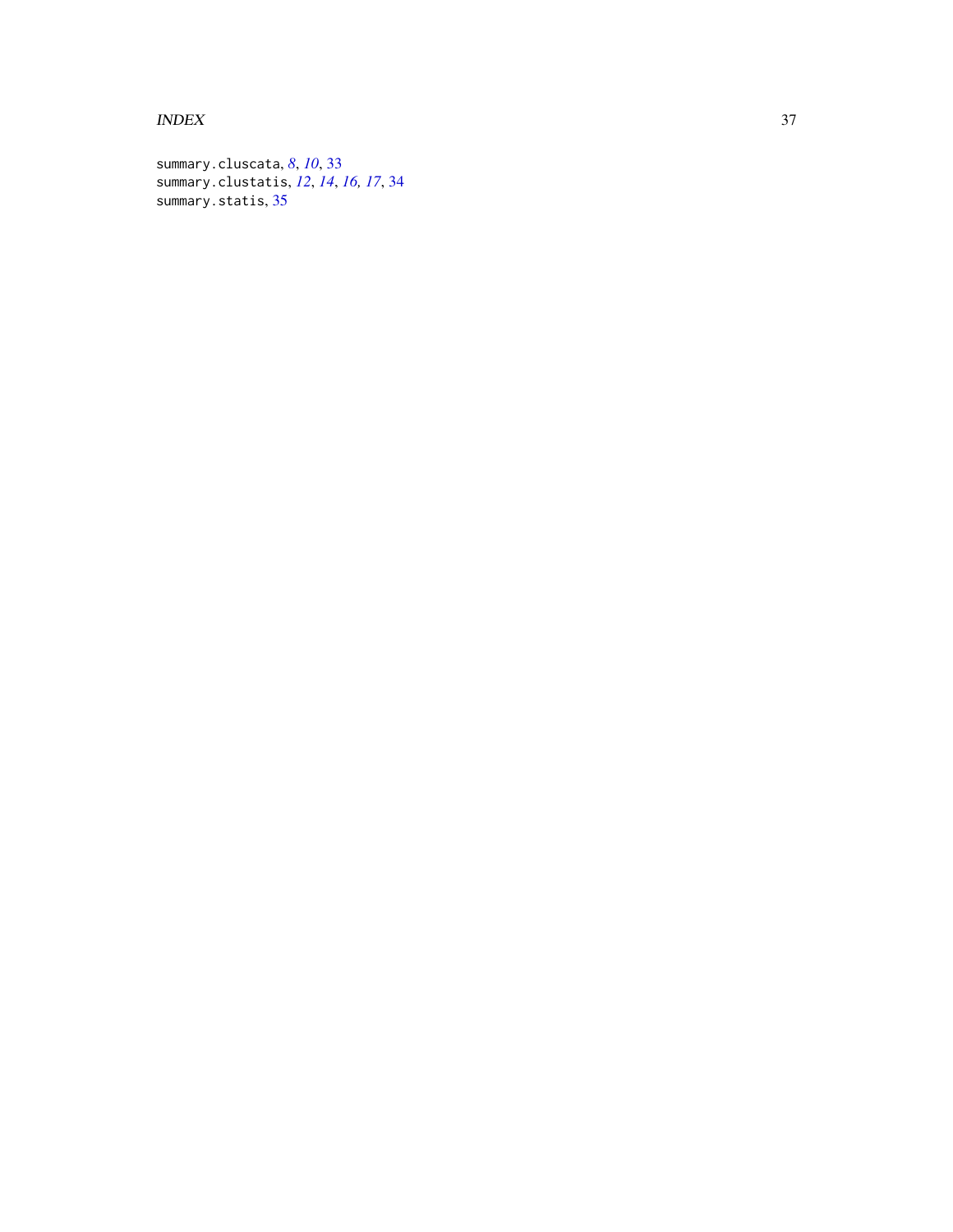summary.cluscata, *8*, *10*, 33
summary.clustatis, *12*, *14*, *16, 17*, 34
summary.statis, 35